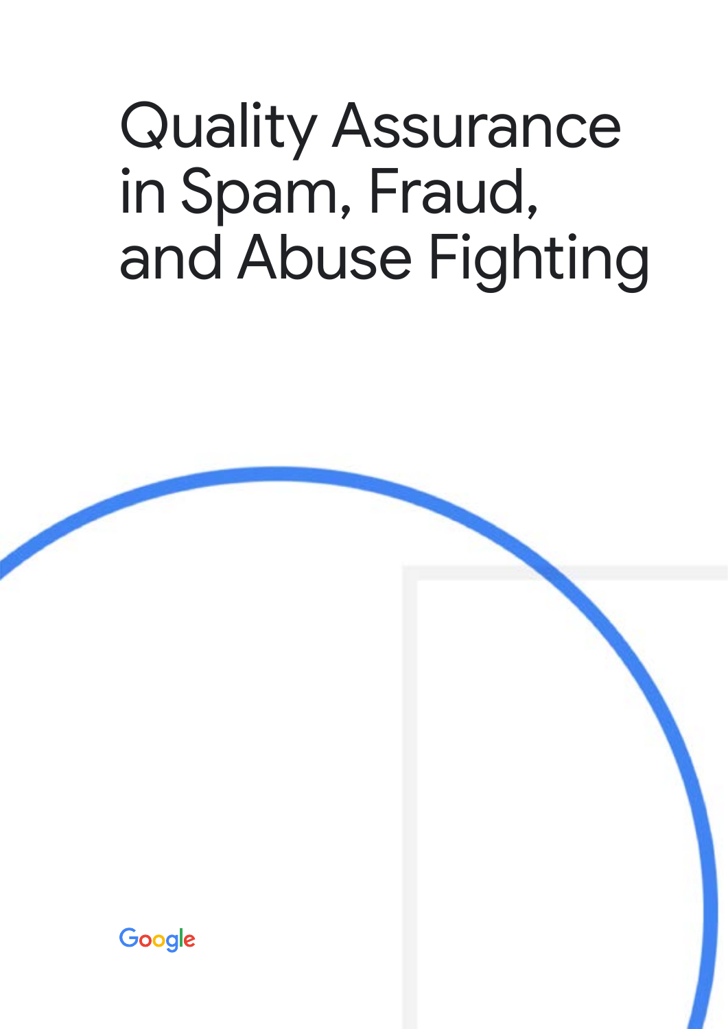# Quality Assurance in Spam, Fraud, and Abuse Fighting

Google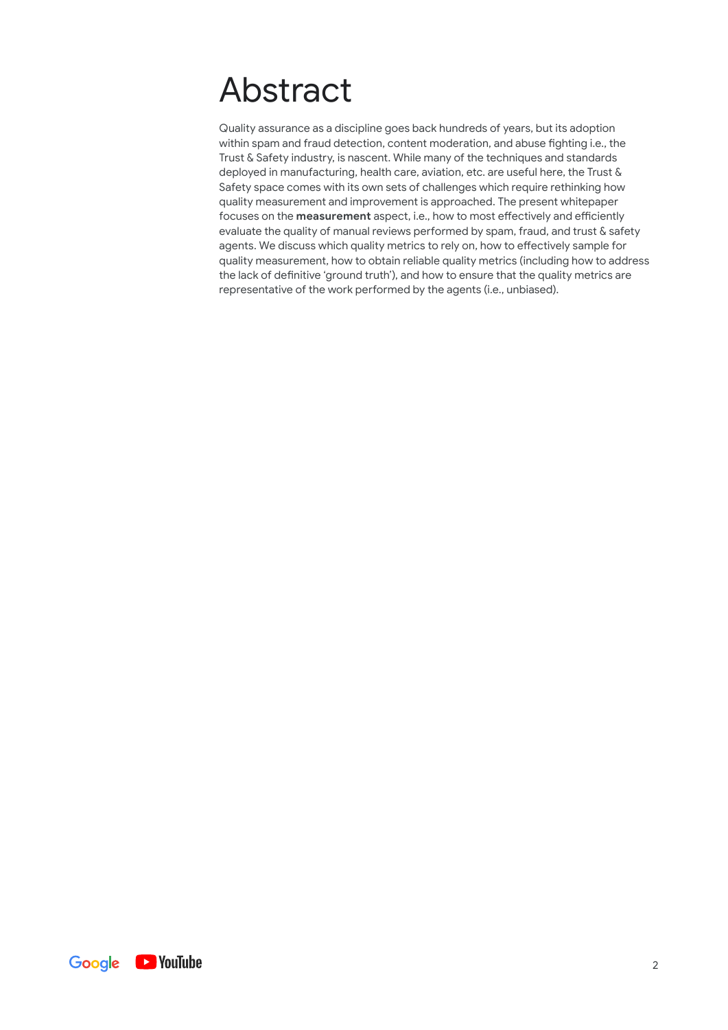# Abstract

Quality assurance as a discipline goes back hundreds of years, but its adoption within spam and fraud detection, content moderation, and abuse fighting i.e., the Trust & Safety industry, is nascent. While many of the techniques and standards deployed in manufacturing, health care, aviation, etc. are useful here, the Trust & Safety space comes with its own sets of challenges which require rethinking how quality measurement and improvement is approached. The present whitepaper focuses on the **measurement** aspect, i.e., how to most effectively and efficiently evaluate the quality of manual reviews performed by spam, fraud, and trust & safety agents. We discuss which quality metrics to rely on, how to effectively sample for quality measurement, how to obtain reliable quality metrics (including how to address the lack of definitive 'ground truth'), and how to ensure that the quality metrics are representative of the work performed by the agents (i.e., unbiased).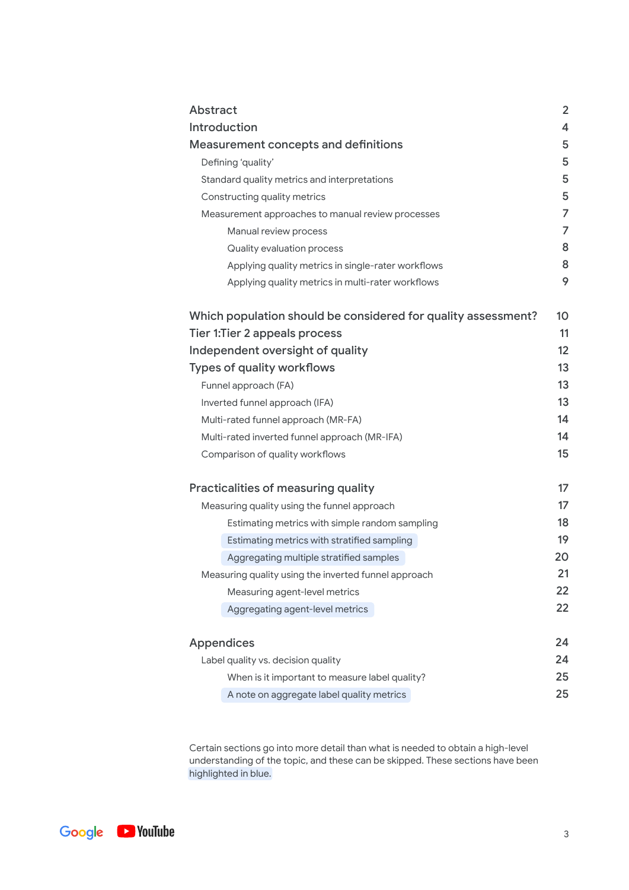| | |
|---|---|
| Abstract | 2 |
| Introduction | 4 |
| Measurement concepts and definitions | 5 |
| Defining 'quality' | 5 |
| Standard quality metrics and interpretations | 5 |
| Constructing quality metrics | 5 |
| Measurement approaches to manual review processes | 7 |
| Manual review process | 7 |
| Quality evaluation process | 8 |
| Applying quality metrics in single-rater workflows | 8 |
| Applying quality metrics in multi-rater workflows | 9 |
| Which population should be considered for quality assessment? | 10 |
| Tier 1:Tier 2 appeals process | 11 |
| Independent oversight of quality | 12 |
| Types of quality workflows | 13 |
| Funnel approach (FA) | 13 |
| Inverted funnel approach (IFA) | 13 |
| Multi-rated funnel approach (MR-FA) | 14 |
| Multi-rated inverted funnel approach (MR-IFA) | 14 |
| Comparison of quality workflows | 15 |
| Practicalities of measuring quality | 17 |
| Measuring quality using the funnel approach | 17 |
| Estimating metrics with simple random sampling | 18 |
| Estimating metrics with stratified sampling | 19 |
| Aggregating multiple stratified samples | 20 |
| Measuring quality using the inverted funnel approach | 21 |
| Measuring agent-level metrics | 22 |
| Aggregating agent-level metrics | 22 |
| Appendices | 24 |
| Label quality vs. decision quality | 24 |
| When is it important to measure label quality? | 25 |
| A note on aggregate label quality metrics | 25 |

Certain sections go into more detail than what is needed to obtain a high-level understanding of the topic, and these can be skipped. These sections have been highlighted in blue.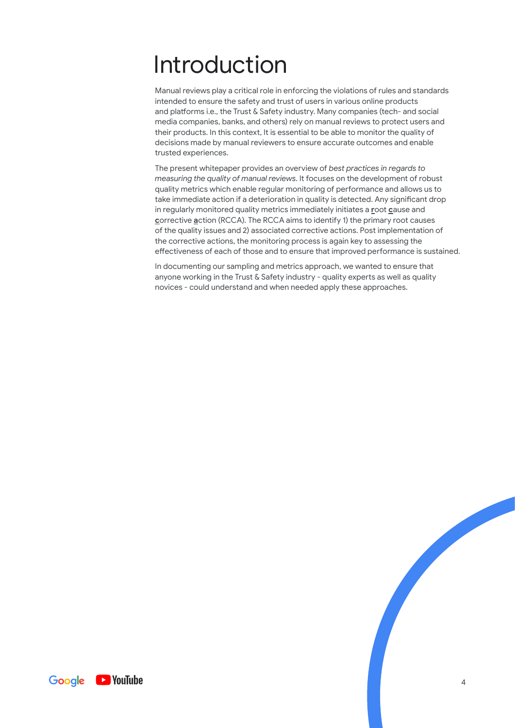# Introduction

Manual reviews play a critical role in enforcing the violations of rules and standards intended to ensure the safety and trust of users in various online products and platforms i.e., the Trust & Safety industry. Many companies (tech- and social media companies, banks, and others) rely on manual reviews to protect users and their products. In this context, It is essential to be able to monitor the quality of decisions made by manual reviewers to ensure accurate outcomes and enable trusted experiences.

The present whitepaper provides an overview of *best practices in regards to measuring the quality of manual reviews*. It focuses on the development of robust quality metrics which enable regular monitoring of performance and allows us to take immediate action if a deterioration in quality is detected. Any significant drop in regularly monitored quality metrics immediately initiates a **r**oot **c**ause and **c**orrective **a**ction (RCCA). The RCCA aims to identify 1) the primary root causes of the quality issues and 2) associated corrective actions. Post implementation of the corrective actions, the monitoring process is again key to assessing the effectiveness of each of those and to ensure that improved performance is sustained.

In documenting our sampling and metrics approach, we wanted to ensure that anyone working in the Trust & Safety industry - quality experts as well as quality novices - could understand and when needed apply these approaches.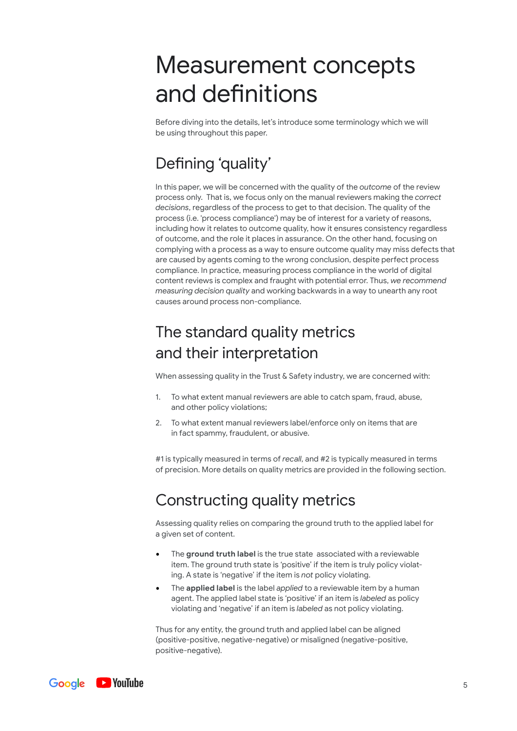# Measurement concepts and definitions

Before diving into the details, let's introduce some terminology which we will be using throughout this paper.

## Defining 'quality'

In this paper, we will be concerned with the quality of the *outcome* of the review process only. That is, we focus only on the manual reviewers making the *correct decisions*, regardless of the process to get to that decision. The quality of the process (i.e. 'process compliance') may be of interest for a variety of reasons, including how it relates to outcome quality, how it ensures consistency regardless of outcome, and the role it places in assurance. On the other hand, focusing on complying with a process as a way to ensure outcome quality may miss defects that are caused by agents coming to the wrong conclusion, despite perfect process compliance. In practice, measuring process compliance in the world of digital content reviews is complex and fraught with potential error. Thus, *we recommend measuring decision quality* and working backwards in a way to unearth any root causes around process non-compliance.

## The standard quality metrics and their interpretation

When assessing quality in the Trust & Safety industry, we are concerned with:

1. To what extent manual reviewers are able to catch spam, fraud, abuse, and other policy violations;
2. To what extent manual reviewers label/enforce only on items that are in fact spammy, fraudulent, or abusive.

#1 is typically measured in terms of *recall*, and #2 is typically measured in terms of precision. More details on quality metrics are provided in the following section.

## Constructing quality metrics

Assessing quality relies on comparing the ground truth to the applied label for a given set of content.

- The **ground truth label** is the true state associated with a reviewable item. The ground truth state is 'positive' if the item is truly policy violating. A state is 'negative' if the item is *not* policy violating.
- The **applied label** is the label *applied* to a reviewable item by a human agent. The applied label state is 'positive' if an item is *labeled* as policy violating and 'negative' if an item is *labeled* as not policy violating.

Thus for any entity, the ground truth and applied label can be aligned (positive-positive, negative-negative) or misaligned (negative-positive, positive-negative).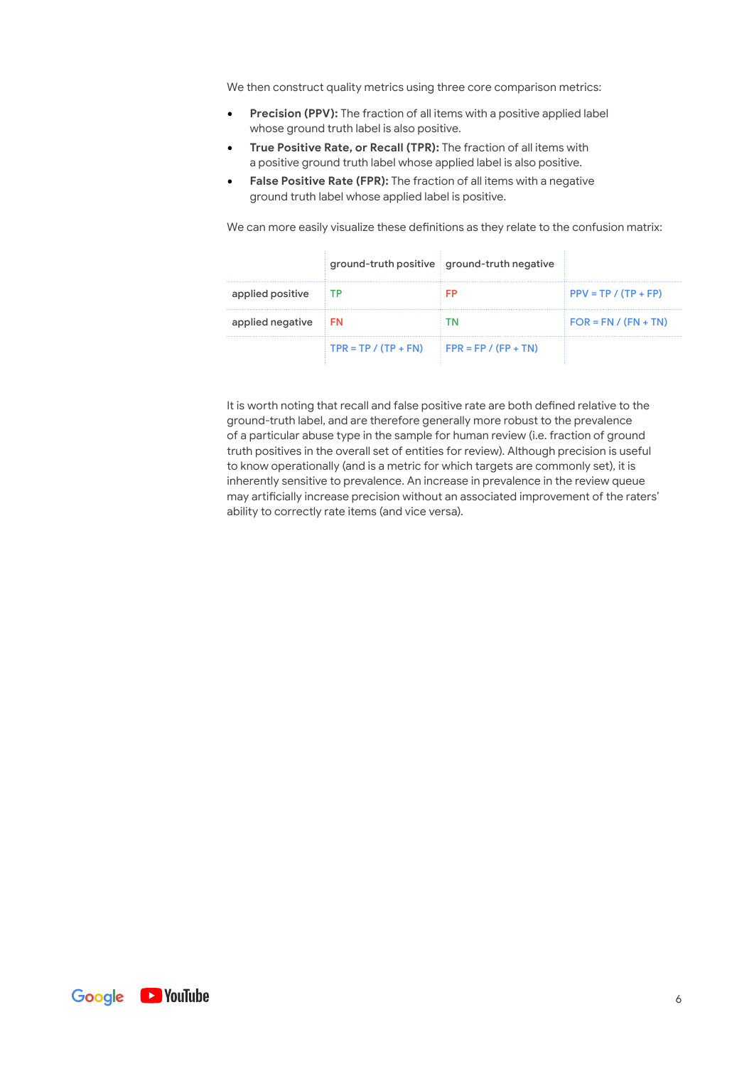We then construct quality metrics using three core comparison metrics:

- **Precision (PPV):** The fraction of all items with a positive applied label whose ground truth label is also positive.
- **True Positive Rate, or Recall (TPR):** The fraction of all items with a positive ground truth label whose applied label is also positive.
- **False Positive Rate (FPR):** The fraction of all items with a negative ground truth label whose applied label is positive.

We can more easily visualize these definitions as they relate to the confusion matrix:

| | ground-truth positive | ground-truth negative | |
|---|---|---|---|
| applied positive | TP | FP | PPV = TP / (TP + FP) |
| applied negative | FN | TN | FOR = FN / (FN + TN) |
| | TPR = TP / (TP + FN) | FPR = FP / (FP + TN) | |

It is worth noting that recall and false positive rate are both defined relative to the ground-truth label, and are therefore generally more robust to the prevalence of a particular abuse type in the sample for human review (i.e. fraction of ground truth positives in the overall set of entities for review). Although precision is useful to know operationally (and is a metric for which targets are commonly set), it is inherently sensitive to prevalence. An increase in prevalence in the review queue may artificially increase precision without an associated improvement of the raters' ability to correctly rate items (and vice versa).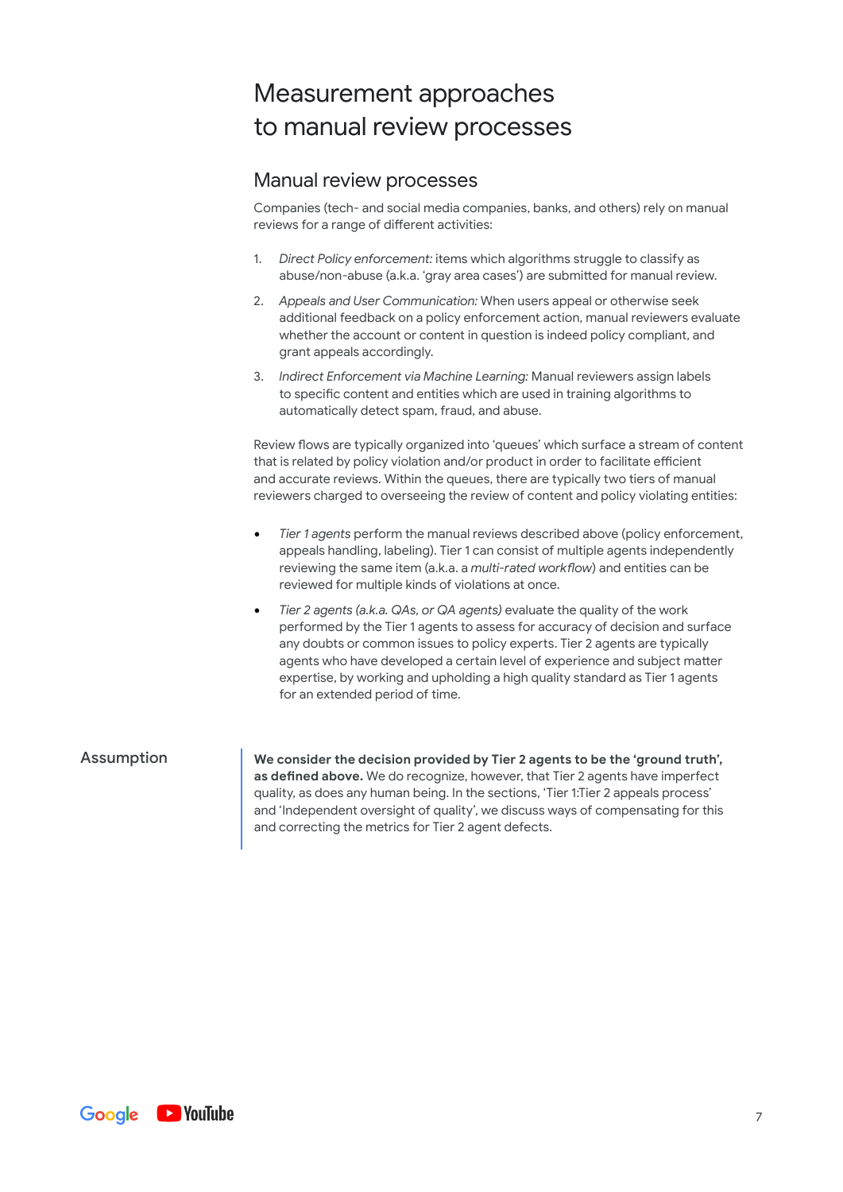# Measurement approaches to manual review processes

## Manual review processes

Companies (tech- and social media companies, banks, and others) rely on manual reviews for a range of different activities:

1. *Direct Policy enforcement:* items which algorithms struggle to classify as abuse/non-abuse (a.k.a. 'gray area cases') are submitted for manual review.
2. *Appeals and User Communication:* When users appeal or otherwise seek additional feedback on a policy enforcement action, manual reviewers evaluate whether the account or content in question is indeed policy compliant, and grant appeals accordingly.
3. *Indirect Enforcement via Machine Learning:* Manual reviewers assign labels to specific content and entities which are used in training algorithms to automatically detect spam, fraud, and abuse.

Review flows are typically organized into 'queues' which surface a stream of content that is related by policy violation and/or product in order to facilitate efficient and accurate reviews. Within the queues, there are typically two tiers of manual reviewers charged to overseeing the review of content and policy violating entities:

- *Tier 1 agents* perform the manual reviews described above (policy enforcement, appeals handling, labeling). Tier 1 can consist of multiple agents independently reviewing the same item (a.k.a. a *multi-rated workflow*) and entities can be reviewed for multiple kinds of violations at once.
- *Tier 2 agents (a.k.a. QAs, or QA agents)* evaluate the quality of the work performed by the Tier 1 agents to assess for accuracy of decision and surface any doubts or common issues to policy experts. Tier 2 agents are typically agents who have developed a certain level of experience and subject matter expertise, by working and upholding a high quality standard as Tier 1 agents for an extended period of time.

### Assumption

**We consider the decision provided by Tier 2 agents to be the 'ground truth', as defined above.** We do recognize, however, that Tier 2 agents have imperfect quality, as does any human being. In the sections, 'Tier 1:Tier 2 appeals process' and 'Independent oversight of quality', we discuss ways of compensating for this and correcting the metrics for Tier 2 agent defects.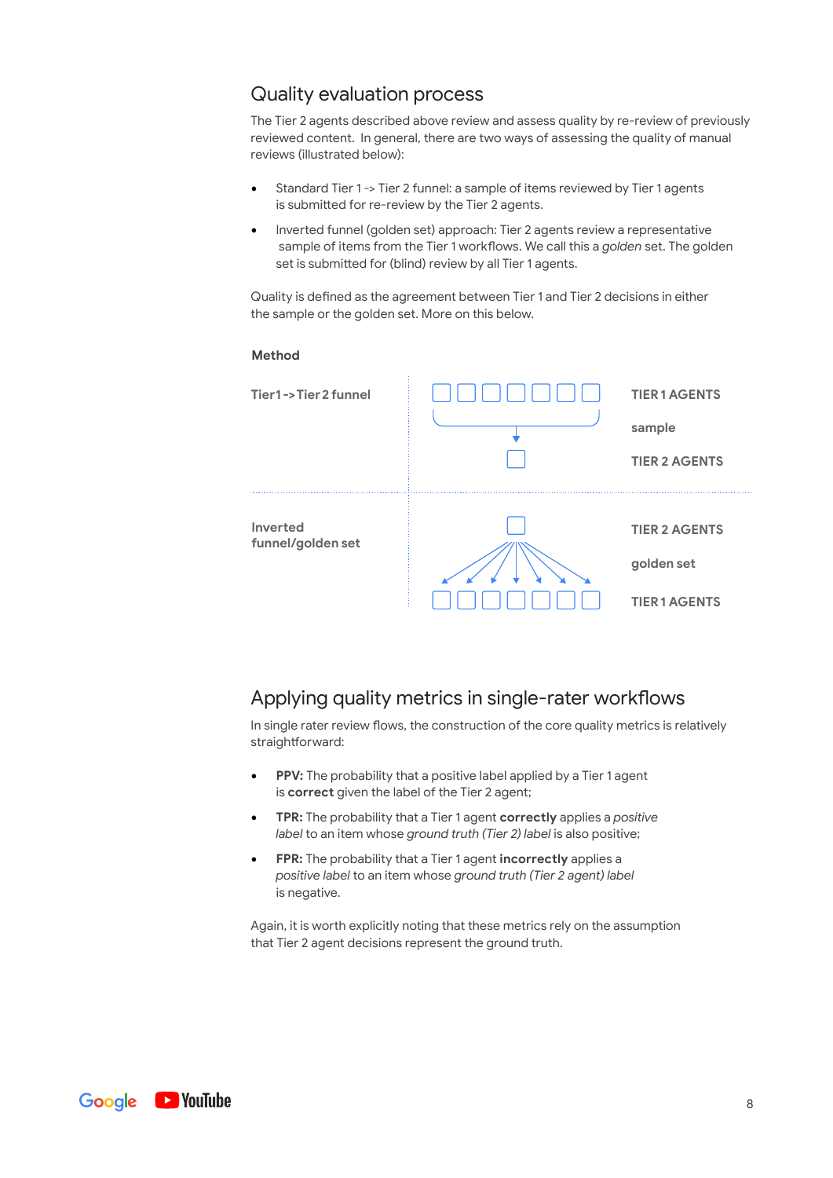## Quality evaluation process

The Tier 2 agents described above review and assess quality by re-review of previously reviewed content. In general, there are two ways of assessing the quality of manual reviews (illustrated below):

- Standard Tier 1 -> Tier 2 funnel: a sample of items reviewed by Tier 1 agents is submitted for re-review by the Tier 2 agents.
- Inverted funnel (golden set) approach: Tier 2 agents review a representative sample of items from the Tier 1 workflows. We call this a *golden* set. The golden set is submitted for (blind) review by all Tier 1 agents.

Quality is defined as the agreement between Tier 1 and Tier 2 decisions in either the sample or the golden set. More on this below.

**Method**

| | | |
|---|---|---|
| **Tier1 -> Tier 2 funnel** | | **TIER 1 AGENTS** |
| | | **sample** |
| | | **TIER 2 AGENTS** |
| **Inverted funnel/golden set** | | **TIER 2 AGENTS** |
| | | **golden set** |
| | | **TIER 1 AGENTS** |

## Applying quality metrics in single-rater workflows

In single rater review flows, the construction of the core quality metrics is relatively straightforward:

- **PPV:** The probability that a positive label applied by a Tier 1 agent is **correct** given the label of the Tier 2 agent;
- **TPR:** The probability that a Tier 1 agent **correctly** applies a *positive label* to an item whose *ground truth (Tier 2) label* is also positive;
- **FPR:** The probability that a Tier 1 agent **incorrectly** applies a *positive label* to an item whose *ground truth (Tier 2 agent) label* is negative.

Again, it is worth explicitly noting that these metrics rely on the assumption that Tier 2 agent decisions represent the ground truth.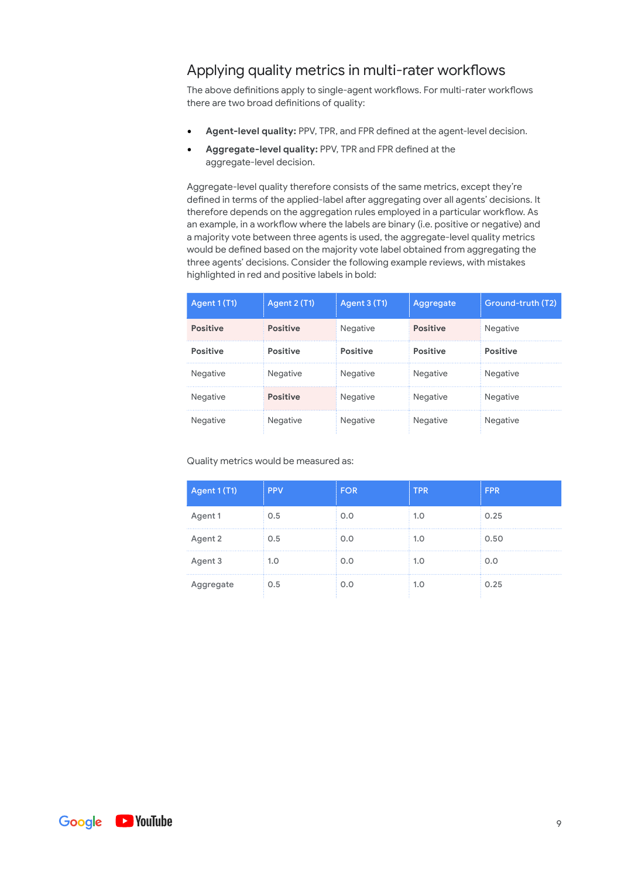## Applying quality metrics in multi-rater workflows

The above definitions apply to single-agent workflows. For multi-rater workflows there are two broad definitions of quality:

- **Agent-level quality:** PPV, TPR, and FPR defined at the agent-level decision.
- **Aggregate-level quality:** PPV, TPR and FPR defined at the aggregate-level decision.

Aggregate-level quality therefore consists of the same metrics, except they're defined in terms of the applied-label after aggregating over all agents' decisions. It therefore depends on the aggregation rules employed in a particular workflow. As an example, in a workflow where the labels are binary (i.e. positive or negative) and a majority vote between three agents is used, the aggregate-level quality metrics would be defined based on the majority vote label obtained from aggregating the three agents' decisions. Consider the following example reviews, with mistakes highlighted in red and positive labels in bold:

| Agent 1 (T1) | Agent 2 (T1) | Agent 3 (T1) | Aggregate | Ground-truth (T2) |
|---|---|---|---|---|
| **Positive** | **Positive** | Negative | **Positive** | Negative |
| **Positive** | **Positive** | **Positive** | **Positive** | **Positive** |
| Negative | Negative | Negative | Negative | Negative |
| Negative | **Positive** | Negative | Negative | Negative |
| Negative | Negative | Negative | Negative | Negative |

Quality metrics would be measured as:

| Agent 1 (T1) | PPV | FOR | TPR | FPR |
|---|---|---|---|---|
| Agent 1 | 0.5 | 0.0 | 1.0 | 0.25 |
| Agent 2 | 0.5 | 0.0 | 1.0 | 0.50 |
| Agent 3 | 1.0 | 0.0 | 1.0 | 0.0 |
| Aggregate | 0.5 | 0.0 | 1.0 | 0.25 |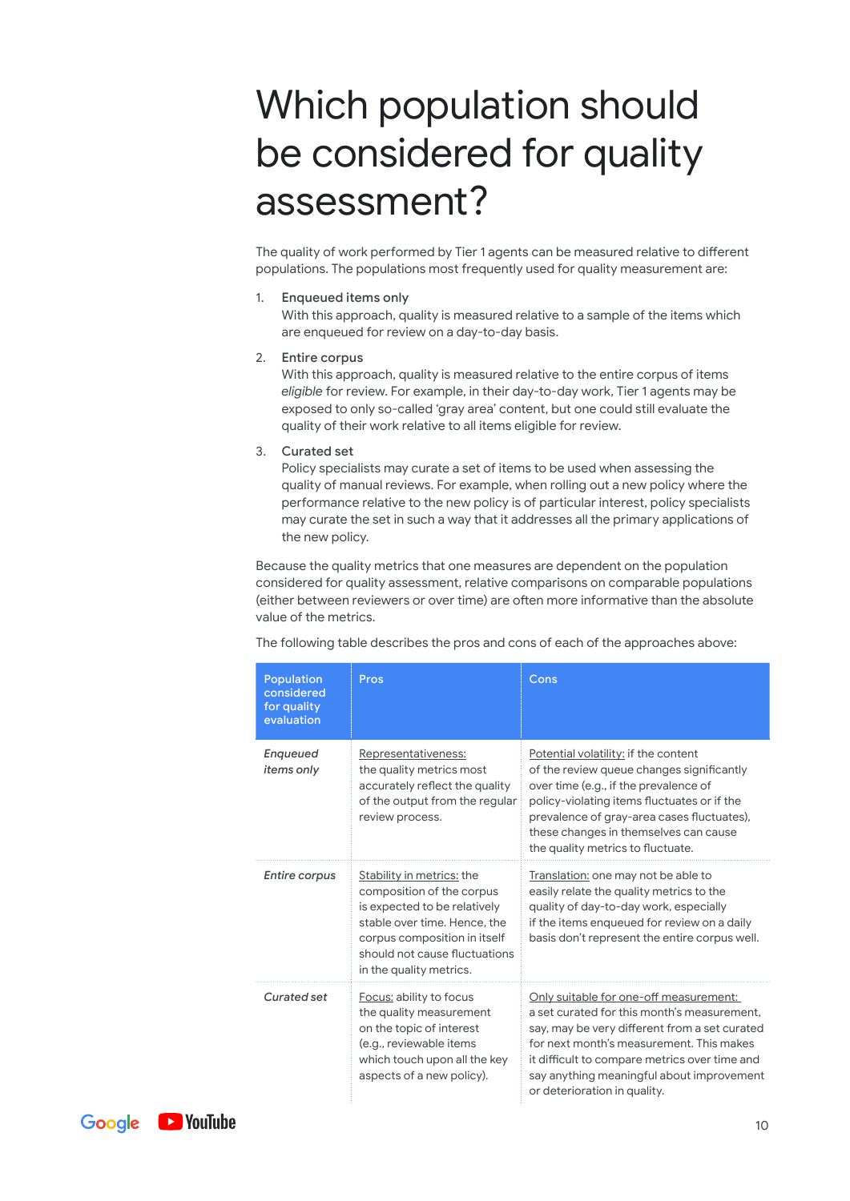# Which population should be considered for quality assessment?

The quality of work performed by Tier 1 agents can be measured relative to different populations. The populations most frequently used for quality measurement are:

1. **Enqueued items only**
   With this approach, quality is measured relative to a sample of the items which are enqueued for review on a day-to-day basis.

2. **Entire corpus**
   With this approach, quality is measured relative to the entire corpus of items *eligible* for review. For example, in their day-to-day work, Tier 1 agents may be exposed to only so-called 'gray area' content, but one could still evaluate the quality of their work relative to all items eligible for review.

3. **Curated set**
   Policy specialists may curate a set of items to be used when assessing the quality of manual reviews. For example, when rolling out a new policy where the performance relative to the new policy is of particular interest, policy specialists may curate the set in such a way that it addresses all the primary applications of the new policy.

Because the quality metrics that one measures are dependent on the population considered for quality assessment, relative comparisons on comparable populations (either between reviewers or over time) are often more informative than the absolute value of the metrics.

The following table describes the pros and cons of each of the approaches above:

| Population considered for quality evaluation | Pros | Cons |
|---|---|---|
| *Enqueued items only* | Representativeness: the quality metrics most accurately reflect the quality of the output from the regular review process. | Potential volatility: if the content of the review queue changes significantly over time (e.g., if the prevalence of policy-violating items fluctuates or if the prevalence of gray-area cases fluctuates), these changes in themselves can cause the quality metrics to fluctuate. |
| *Entire corpus* | Stability in metrics: the composition of the corpus is expected to be relatively stable over time. Hence, the corpus composition in itself should not cause fluctuations in the quality metrics. | Translation: one may not be able to easily relate the quality metrics to the quality of day-to-day work, especially if the items enqueued for review on a daily basis don't represent the entire corpus well. |
| *Curated set* | Focus: ability to focus the quality measurement on the topic of interest (e.g., reviewable items which touch upon all the key aspects of a new policy). | Only suitable for one-off measurement: a set curated for this month's measurement, say, may be very different from a set curated for next month's measurement. This makes it difficult to compare metrics over time and say anything meaningful about improvement or deterioration in quality. |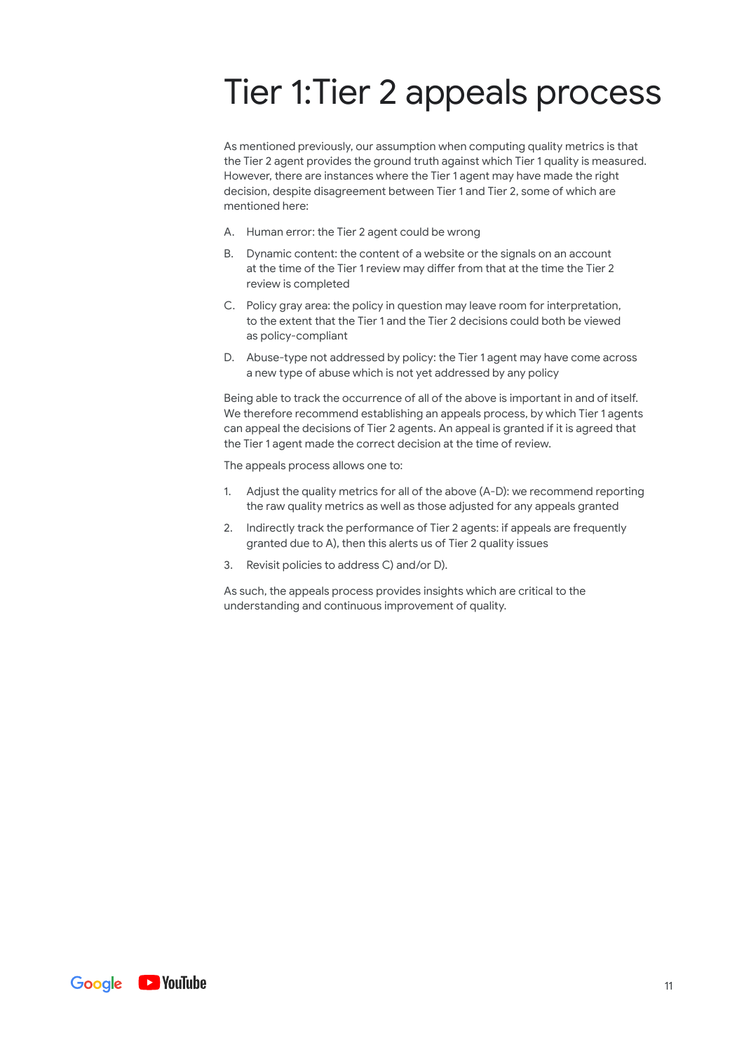# Tier 1:Tier 2 appeals process

As mentioned previously, our assumption when computing quality metrics is that the Tier 2 agent provides the ground truth against which Tier 1 quality is measured. However, there are instances where the Tier 1 agent may have made the right decision, despite disagreement between Tier 1 and Tier 2, some of which are mentioned here:

A. Human error: the Tier 2 agent could be wrong

B. Dynamic content: the content of a website or the signals on an account at the time of the Tier 1 review may differ from that at the time the Tier 2 review is completed

C. Policy gray area: the policy in question may leave room for interpretation, to the extent that the Tier 1 and the Tier 2 decisions could both be viewed as policy-compliant

D. Abuse-type not addressed by policy: the Tier 1 agent may have come across a new type of abuse which is not yet addressed by any policy

Being able to track the occurrence of all of the above is important in and of itself. We therefore recommend establishing an appeals process, by which Tier 1 agents can appeal the decisions of Tier 2 agents. An appeal is granted if it is agreed that the Tier 1 agent made the correct decision at the time of review.

The appeals process allows one to:

1. Adjust the quality metrics for all of the above (A-D): we recommend reporting the raw quality metrics as well as those adjusted for any appeals granted
2. Indirectly track the performance of Tier 2 agents: if appeals are frequently granted due to A), then this alerts us of Tier 2 quality issues
3. Revisit policies to address C) and/or D).

As such, the appeals process provides insights which are critical to the understanding and continuous improvement of quality.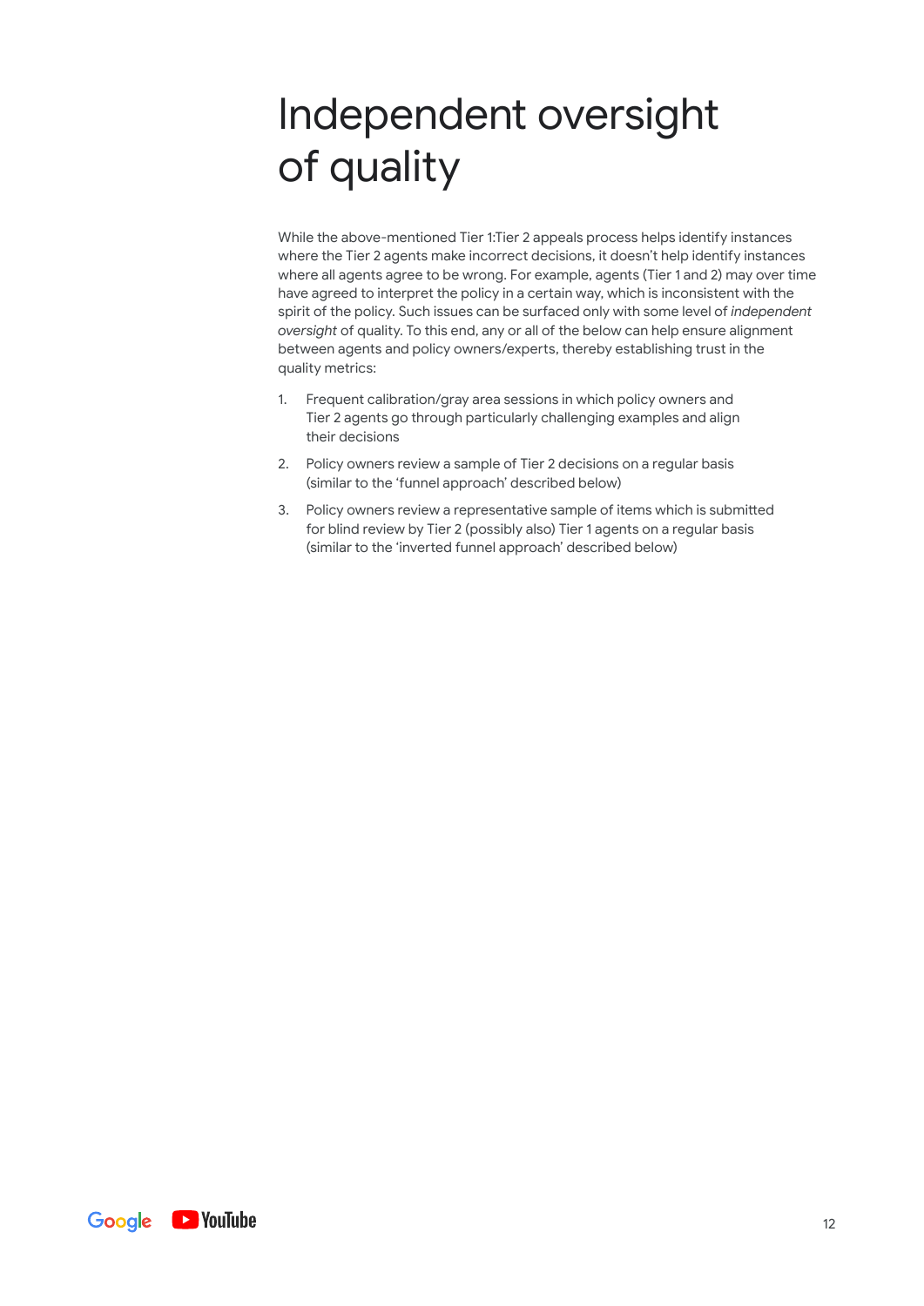# Independent oversight of quality

While the above-mentioned Tier 1:Tier 2 appeals process helps identify instances where the Tier 2 agents make incorrect decisions, it doesn't help identify instances where all agents agree to be wrong. For example, agents (Tier 1 and 2) may over time have agreed to interpret the policy in a certain way, which is inconsistent with the spirit of the policy. Such issues can be surfaced only with some level of *independent oversight* of quality. To this end, any or all of the below can help ensure alignment between agents and policy owners/experts, thereby establishing trust in the quality metrics:

1. Frequent calibration/gray area sessions in which policy owners and Tier 2 agents go through particularly challenging examples and align their decisions
2. Policy owners review a sample of Tier 2 decisions on a regular basis (similar to the 'funnel approach' described below)
3. Policy owners review a representative sample of items which is submitted for blind review by Tier 2 (possibly also) Tier 1 agents on a regular basis (similar to the 'inverted funnel approach' described below)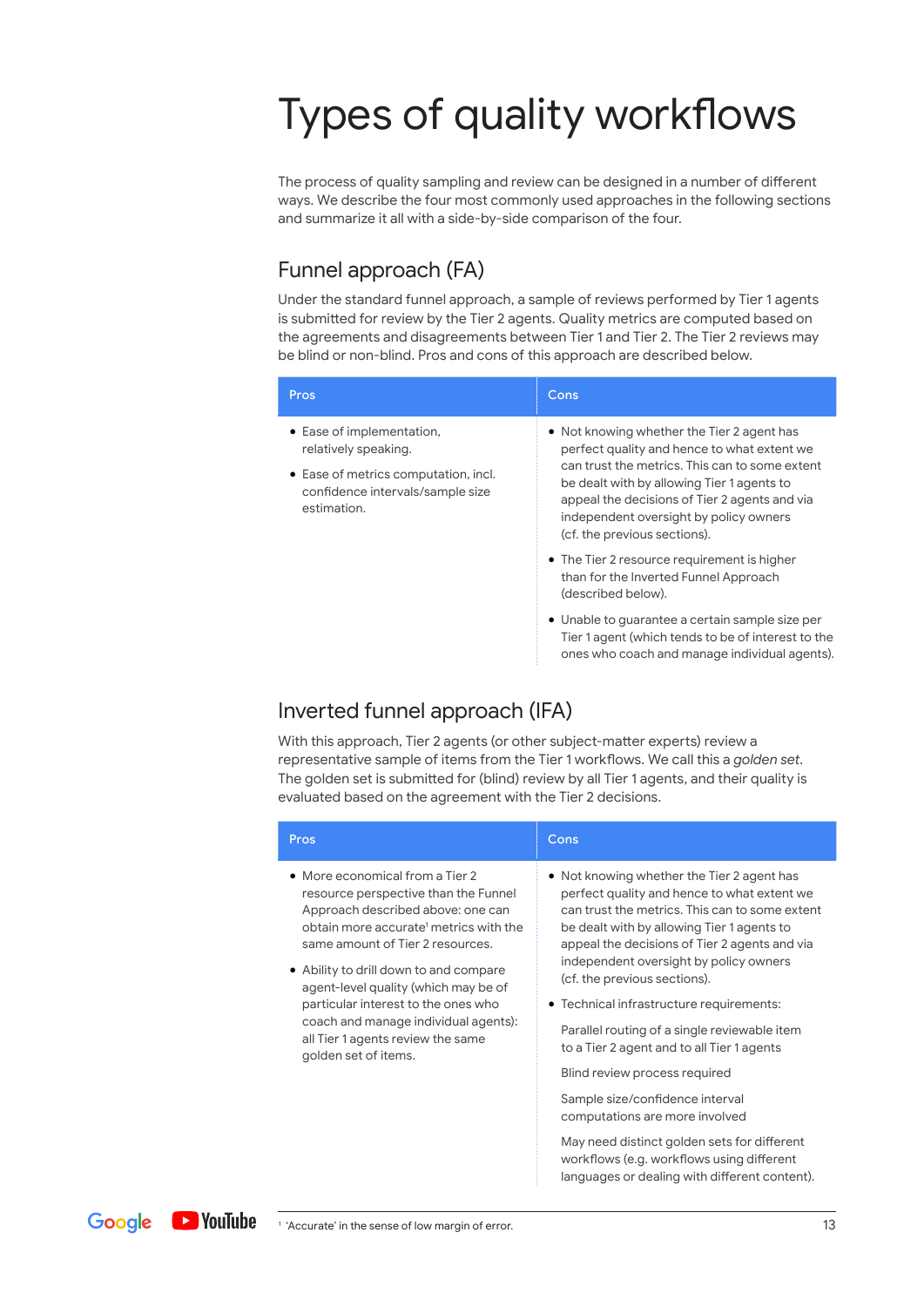# Types of quality workflows

The process of quality sampling and review can be designed in a number of different ways. We describe the four most commonly used approaches in the following sections and summarize it all with a side-by-side comparison of the four.

## Funnel approach (FA)

Under the standard funnel approach, a sample of reviews performed by Tier 1 agents is submitted for review by the Tier 2 agents. Quality metrics are computed based on the agreements and disagreements between Tier 1 and Tier 2. The Tier 2 reviews may be blind or non-blind. Pros and cons of this approach are described below.

| Pros | Cons |
| --- | --- |
| • Ease of implementation, relatively speaking.<br>• Ease of metrics computation, incl. confidence intervals/sample size estimation. | • Not knowing whether the Tier 2 agent has perfect quality and hence to what extent we can trust the metrics. This can to some extent be dealt with by allowing Tier 1 agents to appeal the decisions of Tier 2 agents and via independent oversight by policy owners (cf. the previous sections).<br>• The Tier 2 resource requirement is higher than for the Inverted Funnel Approach (described below).<br>• Unable to guarantee a certain sample size per Tier 1 agent (which tends to be of interest to the ones who coach and manage individual agents). |

## Inverted funnel approach (IFA)

With this approach, Tier 2 agents (or other subject-matter experts) review a representative sample of items from the Tier 1 workflows. We call this a *golden set*. The golden set is submitted for (blind) review by all Tier 1 agents, and their quality is evaluated based on the agreement with the Tier 2 decisions.

| Pros | Cons |
| --- | --- |
| • More economical from a Tier 2 resource perspective than the Funnel Approach described above: one can obtain more accurate[1] metrics with the same amount of Tier 2 resources.<br>• Ability to drill down to and compare agent-level quality (which may be of particular interest to the ones who coach and manage individual agents): all Tier 1 agents review the same golden set of items. | • Not knowing whether the Tier 2 agent has perfect quality and hence to what extent we can trust the metrics. This can to some extent be dealt with by allowing Tier 1 agents to appeal the decisions of Tier 2 agents and via independent oversight by policy owners (cf. the previous sections).<br>• Technical infrastructure requirements:<br>Parallel routing of a single reviewable item to a Tier 2 agent and to all Tier 1 agents<br>Blind review process required<br>Sample size/confidence interval computations are more involved<br>May need distinct golden sets for different workflows (e.g. workflows using different languages or dealing with different content). |

[1] 'Accurate' in the sense of low margin of error.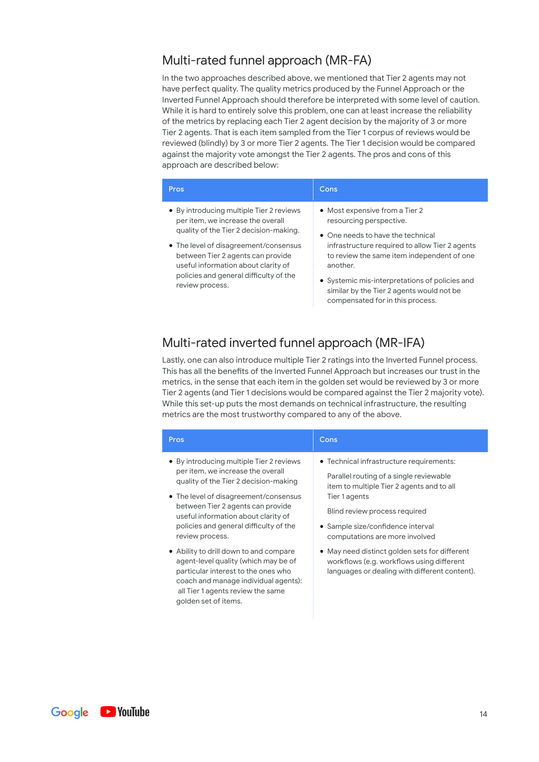## Multi-rated funnel approach (MR-FA)

In the two approaches described above, we mentioned that Tier 2 agents may not have perfect quality. The quality metrics produced by the Funnel Approach or the Inverted Funnel Approach should therefore be interpreted with some level of caution. While it is hard to entirely solve this problem, one can at least increase the reliability of the metrics by replacing each Tier 2 agent decision by the majority of 3 or more Tier 2 agents. That is each item sampled from the Tier 1 corpus of reviews would be reviewed (blindly) by 3 or more Tier 2 agents. The Tier 1 decision would be compared against the majority vote amongst the Tier 2 agents. The pros and cons of this approach are described below:

| Pros | Cons |
| --- | --- |
| • By introducing multiple Tier 2 reviews per item, we increase the overall quality of the Tier 2 decision-making.<br>• The level of disagreement/consensus between Tier 2 agents can provide useful information about clarity of policies and general difficulty of the review process. | • Most expensive from a Tier 2 resourcing perspective.<br>• One needs to have the technical infrastructure required to allow Tier 2 agents to review the same item independent of one another.<br>• Systemic mis-interpretations of policies and similar by the Tier 2 agents would not be compensated for in this process. |

## Multi-rated inverted funnel approach (MR-IFA)

Lastly, one can also introduce multiple Tier 2 ratings into the Inverted Funnel process. This has all the benefits of the Inverted Funnel Approach but increases our trust in the metrics, in the sense that each item in the golden set would be reviewed by 3 or more Tier 2 agents (and Tier 1 decisions would be compared against the Tier 2 majority vote). While this set-up puts the most demands on technical infrastructure, the resulting metrics are the most trustworthy compared to any of the above.

| Pros | Cons |
| --- | --- |
| • By introducing multiple Tier 2 reviews per item, we increase the overall quality of the Tier 2 decision-making<br>• The level of disagreement/consensus between Tier 2 agents can provide useful information about clarity of policies and general difficulty of the review process.<br>• Ability to drill down to and compare agent-level quality (which may be of particular interest to the ones who coach and manage individual agents): all Tier 1 agents review the same golden set of items. | • Technical infrastructure requirements:<br>Parallel routing of a single reviewable item to multiple Tier 2 agents and to all Tier 1 agents<br>Blind review process required<br>• Sample size/confidence interval computations are more involved<br>• May need distinct golden sets for different workflows (e.g. workflows using different languages or dealing with different content). |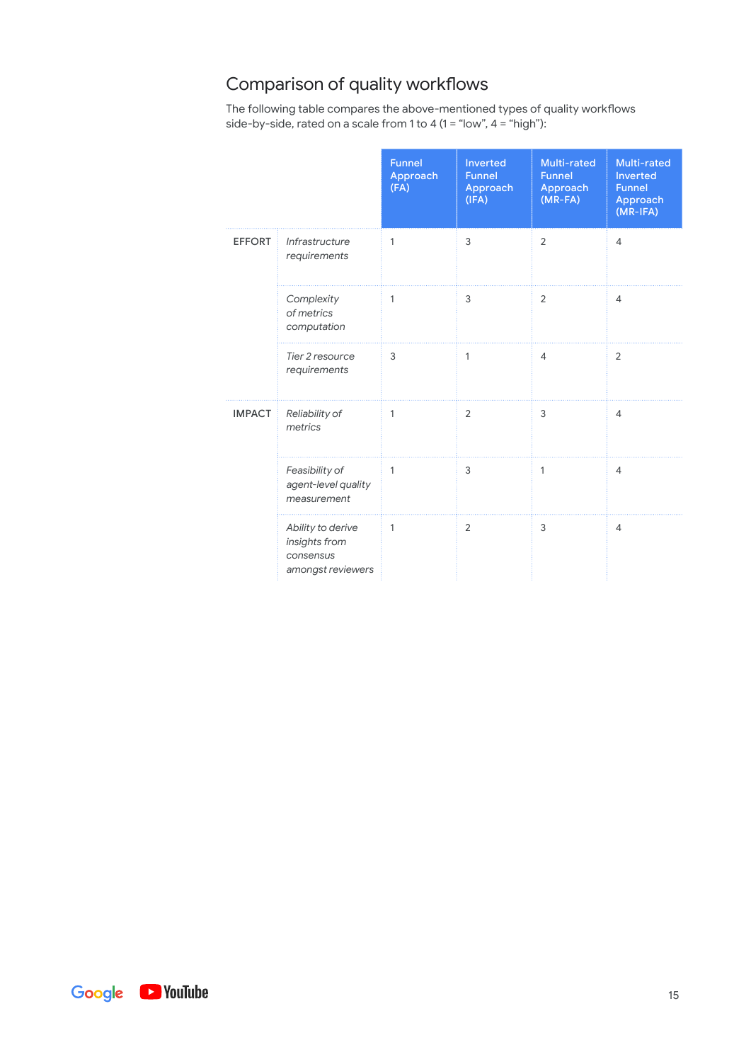## Comparison of quality workflows

The following table compares the above-mentioned types of quality workflows side-by-side, rated on a scale from 1 to 4 (1 = "low", 4 = "high"):

| | | Funnel Approach (FA) | Inverted Funnel Approach (IFA) | Multi-rated Funnel Approach (MR-FA) | Multi-rated Inverted Funnel Approach (MR-IFA) |
|---|---|---|---|---|---|
| EFFORT | *Infrastructure requirements* | 1 | 3 | 2 | 4 |
| | *Complexity of metrics computation* | 1 | 3 | 2 | 4 |
| | *Tier 2 resource requirements* | 3 | 1 | 4 | 2 |
| IMPACT | *Reliability of metrics* | 1 | 2 | 3 | 4 |
| | *Feasibility of agent-level quality measurement* | 1 | 3 | 1 | 4 |
| | *Ability to derive insights from consensus amongst reviewers* | 1 | 2 | 3 | 4 |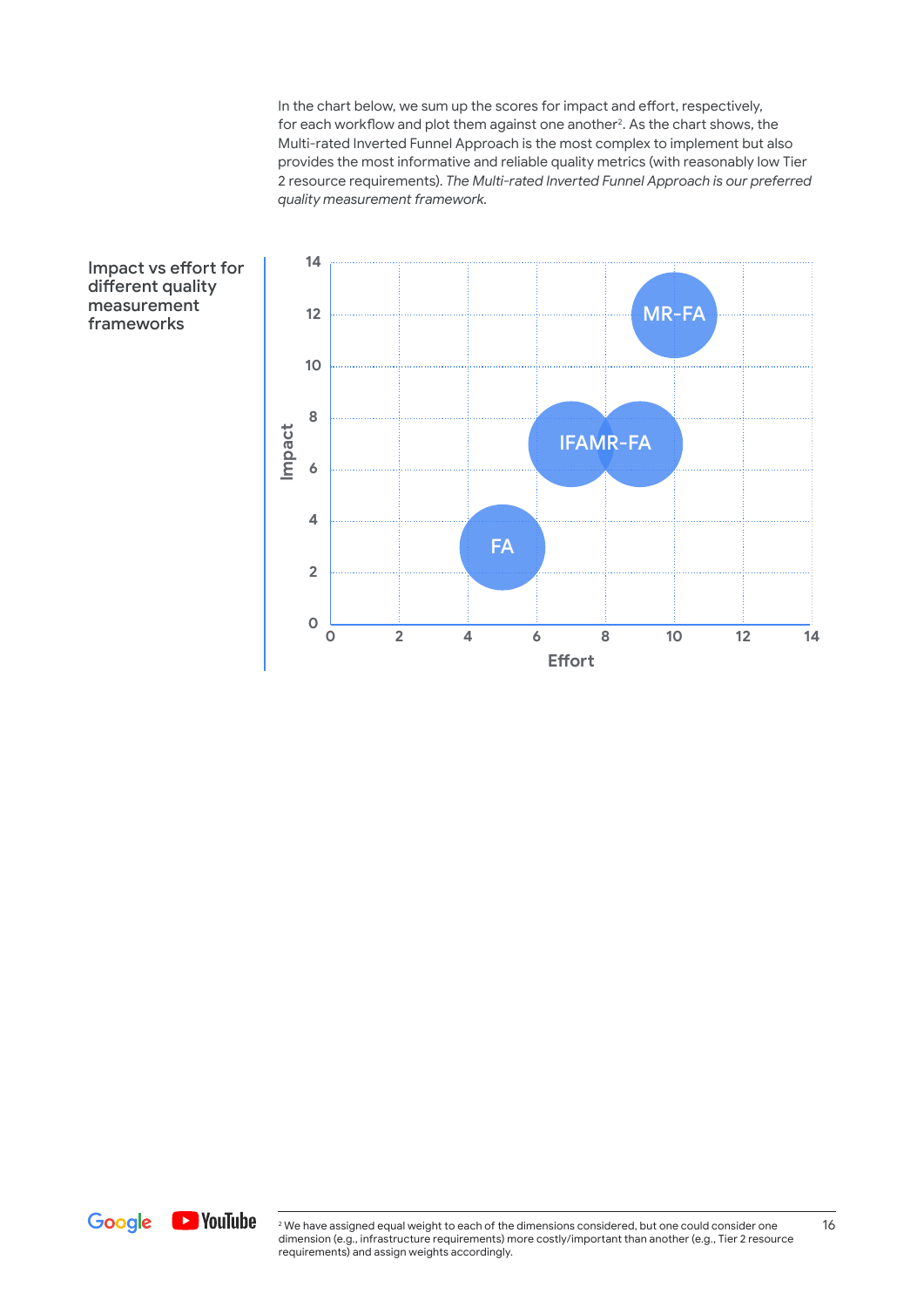In the chart below, we sum up the scores for impact and effort, respectively, for each workflow and plot them against one another[2]. As the chart shows, the Multi-rated Inverted Funnel Approach is the most complex to implement but also provides the most informative and reliable quality metrics (with reasonably low Tier 2 resource requirements). *The Multi-rated Inverted Funnel Approach is our preferred quality measurement framework.*

**Impact vs effort for different quality measurement frameworks**

| Framework | Effort | Impact |
|---|---|---|
| FA | 5 | 3 |
| IFA | 7 | 7 |
| MR-FA | 9 | 7 |
| MR-IFA | 10 | 12 |

[2] We have assigned equal weight to each of the dimensions considered, but one could consider one dimension (e.g., infrastructure requirements) more costly/important than another (e.g., Tier 2 resource requirements) and assign weights accordingly.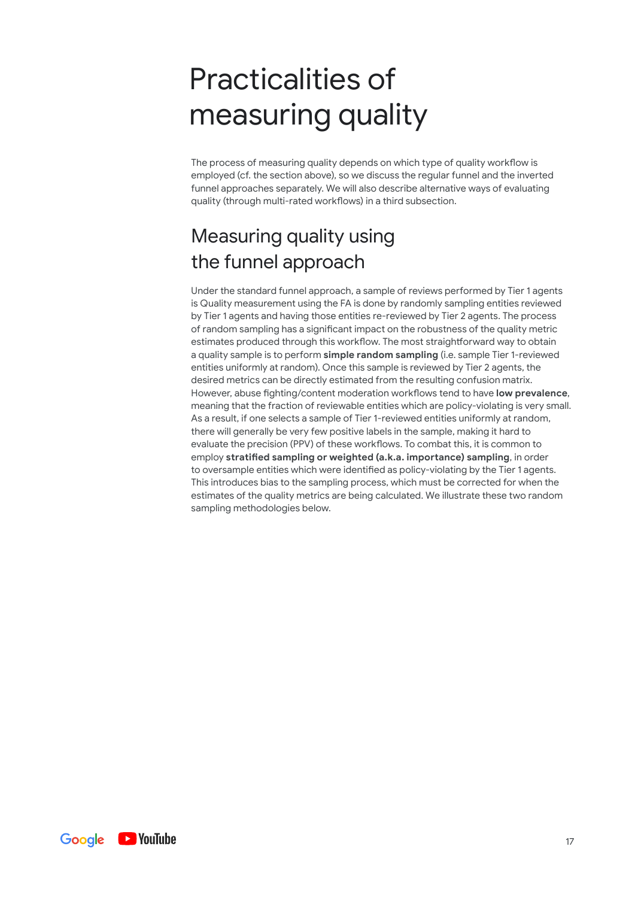# Practicalities of measuring quality

The process of measuring quality depends on which type of quality workflow is employed (cf. the section above), so we discuss the regular funnel and the inverted funnel approaches separately. We will also describe alternative ways of evaluating quality (through multi-rated workflows) in a third subsection.

## Measuring quality using the funnel approach

Under the standard funnel approach, a sample of reviews performed by Tier 1 agents is Quality measurement using the FA is done by randomly sampling entities reviewed by Tier 1 agents and having those entities re-reviewed by Tier 2 agents. The process of random sampling has a significant impact on the robustness of the quality metric estimates produced through this workflow. The most straightforward way to obtain a quality sample is to perform **simple random sampling** (i.e. sample Tier 1-reviewed entities uniformly at random). Once this sample is reviewed by Tier 2 agents, the desired metrics can be directly estimated from the resulting confusion matrix. However, abuse fighting/content moderation workflows tend to have **low prevalence**, meaning that the fraction of reviewable entities which are policy-violating is very small. As a result, if one selects a sample of Tier 1-reviewed entities uniformly at random, there will generally be very few positive labels in the sample, making it hard to evaluate the precision (PPV) of these workflows. To combat this, it is common to employ **stratified sampling or weighted (a.k.a. importance) sampling**, in order to oversample entities which were identified as policy-violating by the Tier 1 agents. This introduces bias to the sampling process, which must be corrected for when the estimates of the quality metrics are being calculated. We illustrate these two random sampling methodologies below.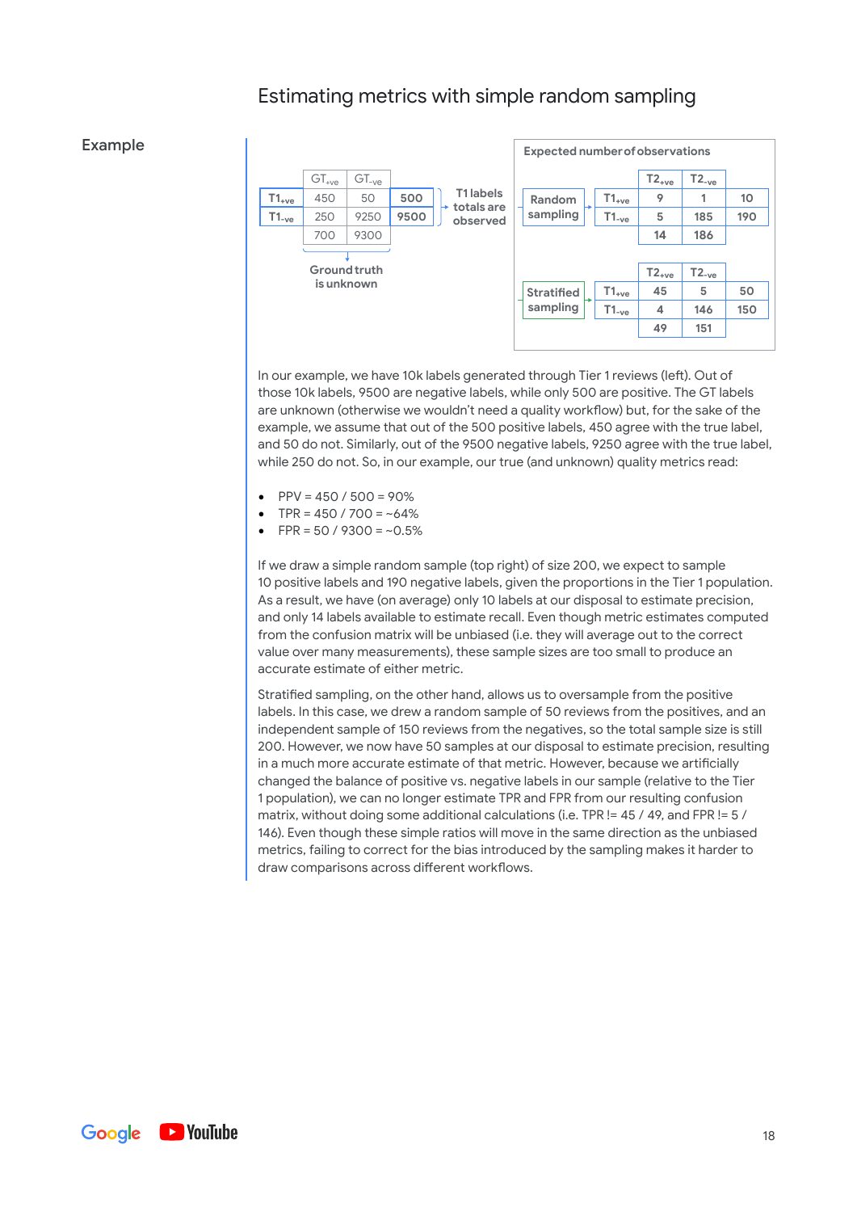# Estimating metrics with simple random sampling

## Example

|  | $GT_{+ve}$ | $GT_{-ve}$ |  |
|---|---|---|---|
| $T1_{+ve}$ | 450 | 50 | **500** |
| $T1_{-ve}$ | 250 | 9250 | **9500** |
|  | 700 | 9300 |  |

**T1 labels totals are observed**

**Ground truth is unknown**

**Expected number of observations**

**Random sampling**

|  | $T2_{+ve}$ | $T2_{-ve}$ |  |
|---|---|---|---|
| $T1_{+ve}$ | 9 | 1 | 10 |
| $T1_{-ve}$ | 5 | 185 | 190 |
|  | 14 | 186 |  |

**Stratified sampling**

|  | $T2_{+ve}$ | $T2_{-ve}$ |  |
|---|---|---|---|
| $T1_{+ve}$ | 45 | 5 | 50 |
| $T1_{-ve}$ | 4 | 146 | 150 |
|  | 49 | 151 |  |

In our example, we have 10k labels generated through Tier 1 reviews (left). Out of those 10k labels, 9500 are negative labels, while only 500 are positive. The GT labels are unknown (otherwise we wouldn't need a quality workflow) but, for the sake of the example, we assume that out of the 500 positive labels, 450 agree with the true label, and 50 do not. Similarly, out of the 9500 negative labels, 9250 agree with the true label, while 250 do not. So, in our example, our true (and unknown) quality metrics read:

- PPV = 450 / 500 = 90%
- TPR = 450 / 700 = ~64%
- FPR = 50 / 9300 = ~0.5%

If we draw a simple random sample (top right) of size 200, we expect to sample 10 positive labels and 190 negative labels, given the proportions in the Tier 1 population. As a result, we have (on average) only 10 labels at our disposal to estimate precision, and only 14 labels available to estimate recall. Even though metric estimates computed from the confusion matrix will be unbiased (i.e. they will average out to the correct value over many measurements), these sample sizes are too small to produce an accurate estimate of either metric.

Stratified sampling, on the other hand, allows us to oversample from the positive labels. In this case, we drew a random sample of 50 reviews from the positives, and an independent sample of 150 reviews from the negatives, so the total sample size is still 200. However, we now have 50 samples at our disposal to estimate precision, resulting in a much more accurate estimate of that metric. However, because we artificially changed the balance of positive vs. negative labels in our sample (relative to the Tier 1 population), we can no longer estimate TPR and FPR from our resulting confusion matrix, without doing some additional calculations (i.e. TPR != 45 / 49, and FPR != 5 / 146). Even though these simple ratios will move in the same direction as the unbiased metrics, failing to correct for the bias introduced by the sampling makes it harder to draw comparisons across different workflows.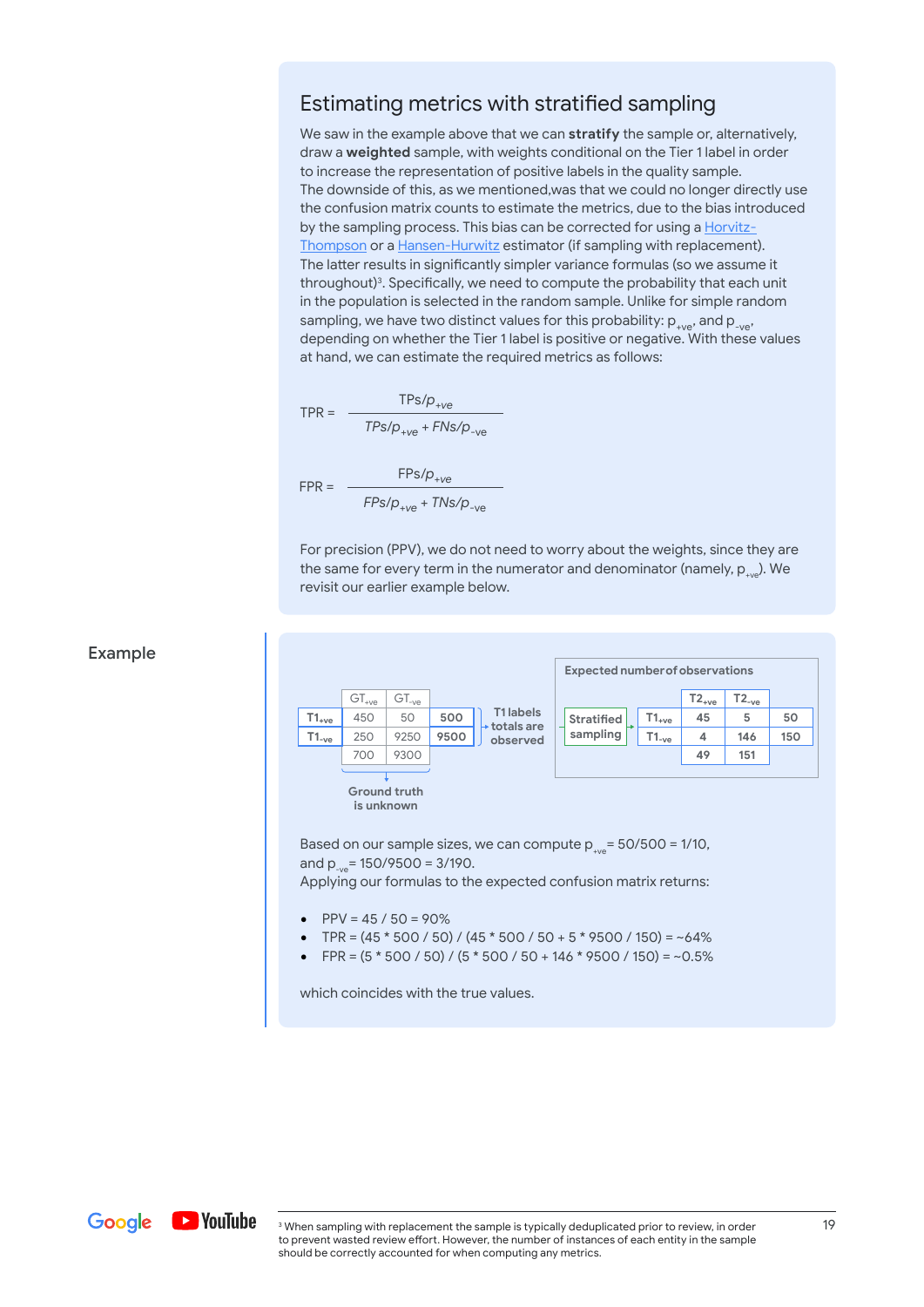## Estimating metrics with stratified sampling

We saw in the example above that we can **stratify** the sample or, alternatively, draw a **weighted** sample, with weights conditional on the Tier 1 label in order to increase the representation of positive labels in the quality sample.
The downside of this, as we mentioned,was that we could no longer directly use the confusion matrix counts to estimate the metrics, due to the bias introduced by the sampling process. This bias can be corrected for using a Horvitz-Thompson or a Hansen-Hurwitz estimator (if sampling with replacement). The latter results in significantly simpler variance formulas (so we assume it throughout)[3]. Specifically, we need to compute the probability that each unit in the population is selected in the random sample. Unlike for simple random sampling, we have two distinct values for this probability: $p_{+ve}$, and $p_{-ve}$, depending on whether the Tier 1 label is positive or negative. With these values at hand, we can estimate the required metrics as follows:

$$TPR = \frac{TPs/p_{+ve}}{TPs/p_{+ve} + FNs/p_{-ve}}$$

$$FPR = \frac{FPs/p_{+ve}}{FPs/p_{+ve} + TNs/p_{-ve}}$$

For precision (PPV), we do not need to worry about the weights, since they are the same for every term in the numerator and denominator (namely, $p_{+ve}$). We revisit our earlier example below.

### Example

|  | $GT_{+ve}$ | $GT_{-ve}$ |  |
|---|---|---|---|
| $T1_{+ve}$ | 450 | 50 | **500** |
| $T1_{-ve}$ | 250 | 9250 | **9500** |
|  | 700 | 9300 |  |

T1 labels totals are observed

Ground truth is unknown

Stratified sampling →

**Expected number of observations**

|  | $T2_{+ve}$ | $T2_{-ve}$ |  |
|---|---|---|---|
| $T1_{+ve}$ | 45 | 5 | 50 |
| $T1_{-ve}$ | 4 | 146 | 150 |
|  | 49 | 151 |  |

Based on our sample sizes, we can compute $p_{+ve}$ = 50/500 = 1/10, and $p_{-ve}$ = 150/9500 = 3/190.
Applying our formulas to the expected confusion matrix returns:

- PPV = 45 / 50 = 90%
- TPR = (45 * 500 / 50) / (45 * 500 / 50 + 5 * 9500 / 150) = ~64%
- FPR = (5 * 500 / 50) / (5 * 500 / 50 + 146 * 9500 / 150) = ~0.5%

which coincides with the true values.

[3] When sampling with replacement the sample is typically deduplicated prior to review, in order to prevent wasted review effort. However, the number of instances of each entity in the sample should be correctly accounted for when computing any metrics.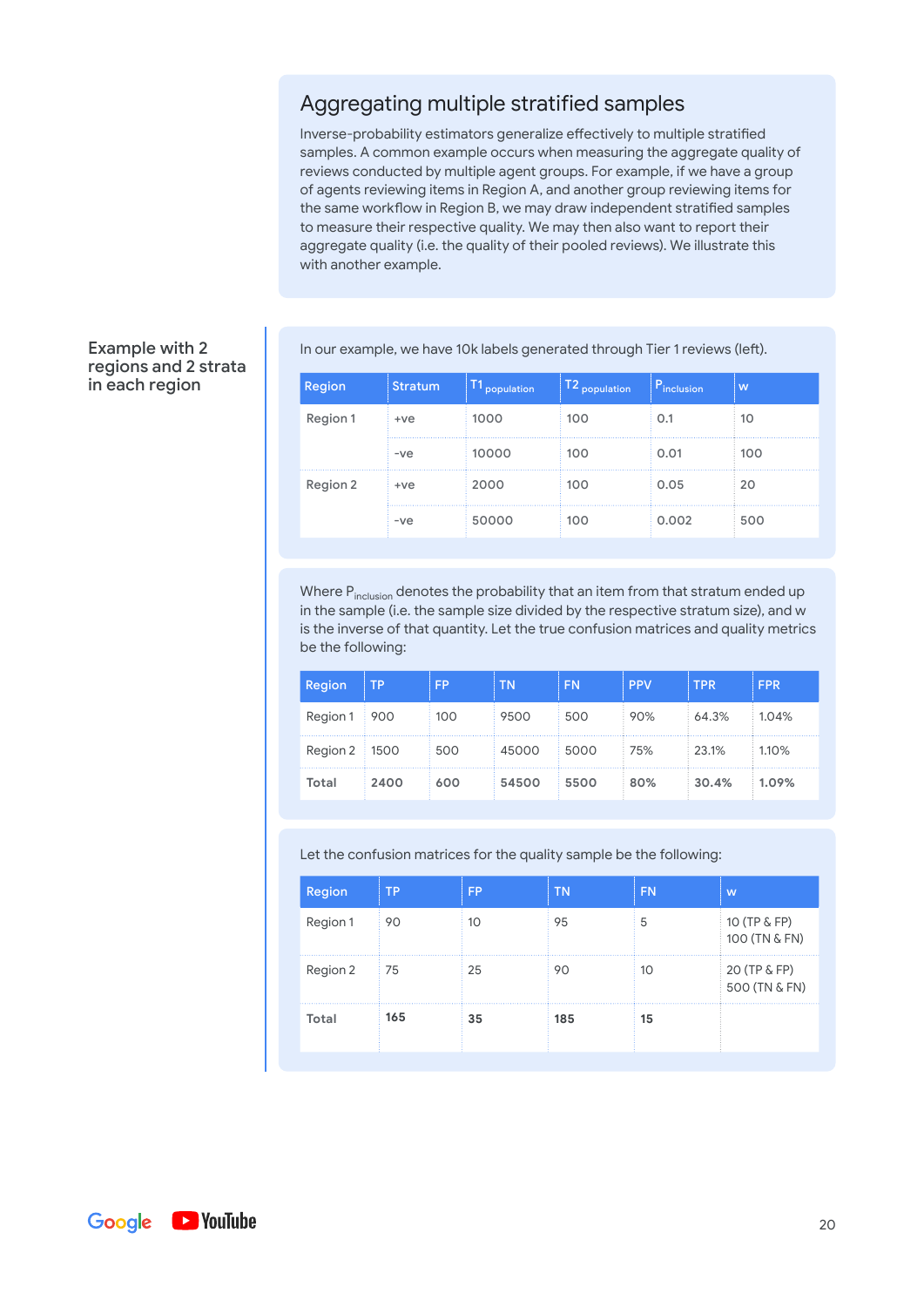## Aggregating multiple stratified samples

Inverse-probability estimators generalize effectively to multiple stratified samples. A common example occurs when measuring the aggregate quality of reviews conducted by multiple agent groups. For example, if we have a group of agents reviewing items in Region A, and another group reviewing items for the same workflow in Region B, we may draw independent stratified samples to measure their respective quality. We may then also want to report their aggregate quality (i.e. the quality of their pooled reviews). We illustrate this with another example.

### Example with 2 regions and 2 strata in each region

In our example, we have 10k labels generated through Tier 1 reviews (left).

| Region | Stratum | $T1_{population}$ | $T2_{population}$ | $P_{inclusion}$ | w |
|---|---|---|---|---|---|
| Region 1 | +ve | 1000 | 100 | 0.1 | 10 |
| | -ve | 10000 | 100 | 0.01 | 100 |
| Region 2 | +ve | 2000 | 100 | 0.05 | 20 |
| | -ve | 50000 | 100 | 0.002 | 500 |

Where $P_{inclusion}$ denotes the probability that an item from that stratum ended up in the sample (i.e. the sample size divided by the respective stratum size), and w is the inverse of that quantity. Let the true confusion matrices and quality metrics be the following:

| Region | TP | FP | TN | FN | PPV | TPR | FPR |
|---|---|---|---|---|---|---|---|
| Region 1 | 900 | 100 | 9500 | 500 | 90% | 64.3% | 1.04% |
| Region 2 | 1500 | 500 | 45000 | 5000 | 75% | 23.1% | 1.10% |
| **Total** | **2400** | **600** | **54500** | **5500** | **80%** | **30.4%** | **1.09%** |

Let the confusion matrices for the quality sample be the following:

| Region | TP | FP | TN | FN | w |
|---|---|---|---|---|---|
| Region 1 | 90 | 10 | 95 | 5 | 10 (TP & FP)<br>100 (TN & FN) |
| Region 2 | 75 | 25 | 90 | 10 | 20 (TP & FP)<br>500 (TN & FN) |
| **Total** | **165** | **35** | **185** | **15** | |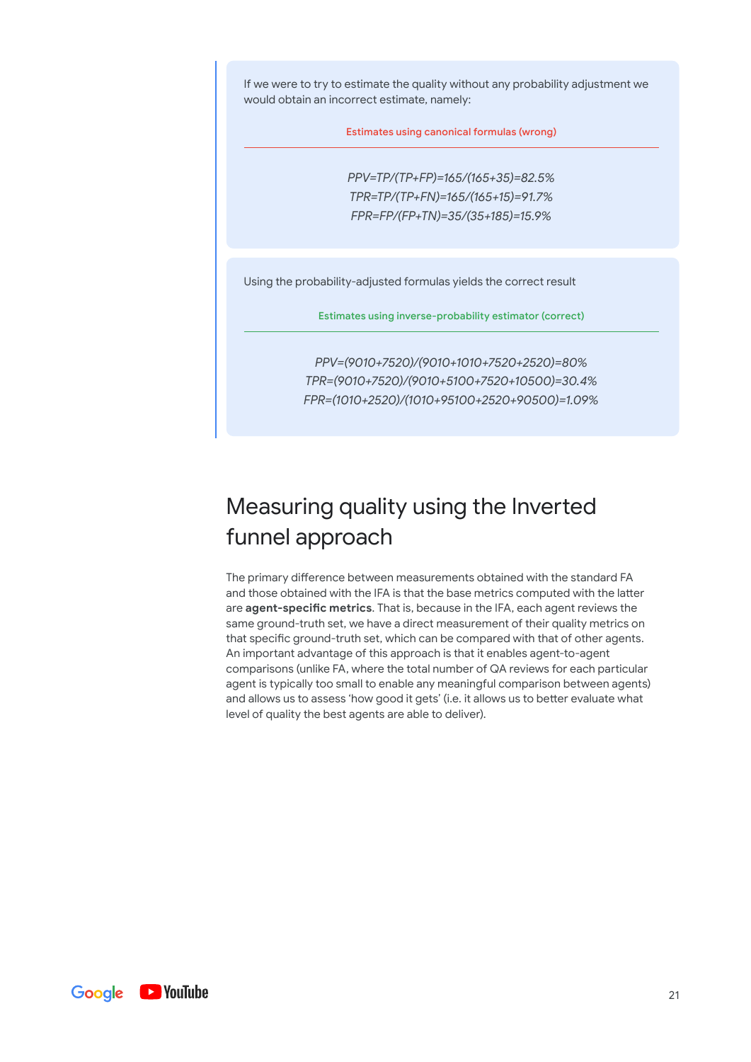If we were to try to estimate the quality without any probability adjustment we would obtain an incorrect estimate, namely:

Estimates using canonical formulas (wrong)

$$PPV=TP/(TP+FP)=165/(165+35)=82.5\%$$
$$TPR=TP/(TP+FN)=165/(165+15)=91.7\%$$
$$FPR=FP/(FP+TN)=35/(35+185)=15.9\%$$

Using the probability-adjusted formulas yields the correct result

Estimates using inverse-probability estimator (correct)

$$PPV=(9010+7520)/(9010+1010+7520+2520)=80\%$$
$$TPR=(9010+7520)/(9010+5100+7520+10500)=30.4\%$$
$$FPR=(1010+2520)/(1010+95100+2520+90500)=1.09\%$$

## Measuring quality using the Inverted funnel approach

The primary difference between measurements obtained with the standard FA and those obtained with the IFA is that the base metrics computed with the latter are **agent-specific metrics**. That is, because in the IFA, each agent reviews the same ground-truth set, we have a direct measurement of their quality metrics on that specific ground-truth set, which can be compared with that of other agents. An important advantage of this approach is that it enables agent-to-agent comparisons (unlike FA, where the total number of QA reviews for each particular agent is typically too small to enable any meaningful comparison between agents) and allows us to assess 'how good it gets' (i.e. it allows us to better evaluate what level of quality the best agents are able to deliver).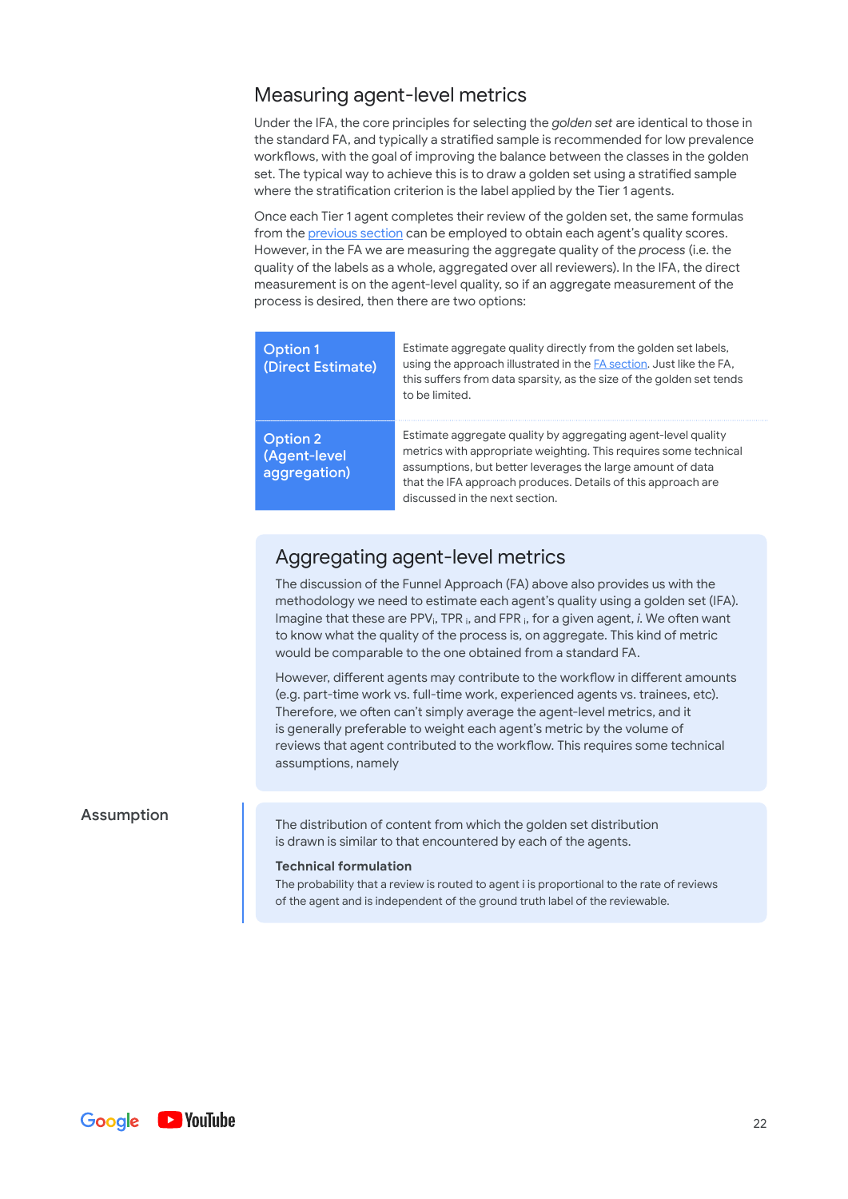## Measuring agent-level metrics

Under the IFA, the core principles for selecting the *golden set* are identical to those in the standard FA, and typically a stratified sample is recommended for low prevalence workflows, with the goal of improving the balance between the classes in the golden set. The typical way to achieve this is to draw a golden set using a stratified sample where the stratification criterion is the label applied by the Tier 1 agents.

Once each Tier 1 agent completes their review of the golden set, the same formulas from the previous section can be employed to obtain each agent's quality scores. However, in the FA we are measuring the aggregate quality of the *process* (i.e. the quality of the labels as a whole, aggregated over all reviewers). In the IFA, the direct measurement is on the agent-level quality, so if an aggregate measurement of the process is desired, then there are two options:

| Option | Description |
|---|---|
| Option 1 (Direct Estimate) | Estimate aggregate quality directly from the golden set labels, using the approach illustrated in the FA section. Just like the FA, this suffers from data sparsity, as the size of the golden set tends to be limited. |
| Option 2 (Agent-level aggregation) | Estimate aggregate quality by aggregating agent-level quality metrics with appropriate weighting. This requires some technical assumptions, but better leverages the large amount of data that the IFA approach produces. Details of this approach are discussed in the next section. |

### Aggregating agent-level metrics

The discussion of the Funnel Approach (FA) above also provides us with the methodology we need to estimate each agent's quality using a golden set (IFA). Imagine that these are $PPV_i$, $TPR_i$, and $FPR_i$, for a given agent, *i*. We often want to know what the quality of the process is, on aggregate. This kind of metric would be comparable to the one obtained from a standard FA.

However, different agents may contribute to the workflow in different amounts (e.g. part-time work vs. full-time work, experienced agents vs. trainees, etc). Therefore, we often can't simply average the agent-level metrics, and it is generally preferable to weight each agent's metric by the volume of reviews that agent contributed to the workflow. This requires some technical assumptions, namely

**Assumption**

The distribution of content from which the golden set distribution is drawn is similar to that encountered by each of the agents.

**Technical formulation**

The probability that a review is routed to agent i is proportional to the rate of reviews of the agent and is independent of the ground truth label of the reviewable.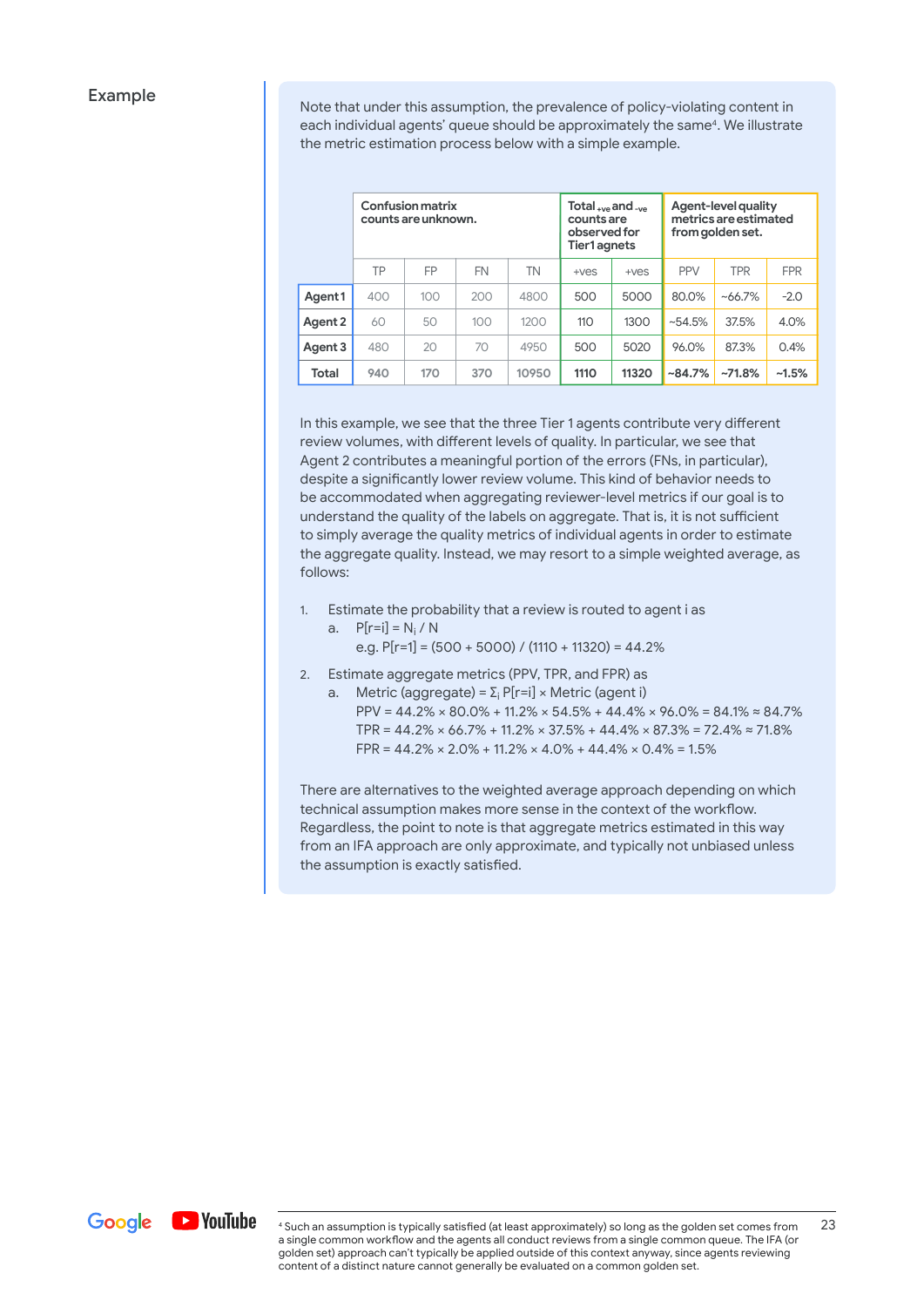## Example

Note that under this assumption, the prevalence of policy-violating content in each individual agents' queue should be approximately the same[4]. We illustrate the metric estimation process below with a simple example.

| | Confusion matrix counts are unknown. | | | | Total $_{+ve}$ and $_{-ve}$ counts are observed for Tier1 agnets | | Agent-level quality metrics are estimated from golden set. | | |
|---|---|---|---|---|---|---|---|---|---|
| | TP | FP | FN | TN | +ves | +ves | PPV | TPR | FPR |
| **Agent 1** | 400 | 100 | 200 | 4800 | 500 | 5000 | 80.0% | ~66.7% | ~2.0 |
| **Agent 2** | 60 | 50 | 100 | 1200 | 110 | 1300 | ~54.5% | 37.5% | 4.0% |
| **Agent 3** | 480 | 20 | 70 | 4950 | 500 | 5020 | 96.0% | 87.3% | 0.4% |
| **Total** | **940** | **170** | **370** | **10950** | **1110** | **11320** | **~84.7%** | **~71.8%** | **~1.5%** |

In this example, we see that the three Tier 1 agents contribute very different review volumes, with different levels of quality. In particular, we see that Agent 2 contributes a meaningful portion of the errors (FNs, in particular), despite a significantly lower review volume. This kind of behavior needs to be accommodated when aggregating reviewer-level metrics if our goal is to understand the quality of the labels on aggregate. That is, it is not sufficient to simply average the quality metrics of individual agents in order to estimate the aggregate quality. Instead, we may resort to a simple weighted average, as follows:

1. Estimate the probability that a review is routed to agent i as
   a. $P[r=i] = N_i / N$
      e.g. $P[r=1] = (500 + 5000) / (1110 + 11320) = 44.2\%$
2. Estimate aggregate metrics (PPV, TPR, and FPR) as
   a. Metric (aggregate) = $\Sigma_i$ P[r=i] × Metric (agent i)
      PPV = 44.2% × 80.0% + 11.2% × 54.5% + 44.4% × 96.0% = 84.1% ≈ 84.7%
      TPR = 44.2% × 66.7% + 11.2% × 37.5% + 44.4% × 87.3% = 72.4% ≈ 71.8%
      FPR = 44.2% × 2.0% + 11.2% × 4.0% + 44.4% × 0.4% = 1.5%

There are alternatives to the weighted average approach depending on which technical assumption makes more sense in the context of the workflow. Regardless, the point to note is that aggregate metrics estimated in this way from an IFA approach are only approximate, and typically not unbiased unless the assumption is exactly satisfied.

[4] Such an assumption is typically satisfied (at least approximately) so long as the golden set comes from a single common workflow and the agents all conduct reviews from a single common queue. The IFA (or golden set) approach can't typically be applied outside of this context anyway, since agents reviewing content of a distinct nature cannot generally be evaluated on a common golden set.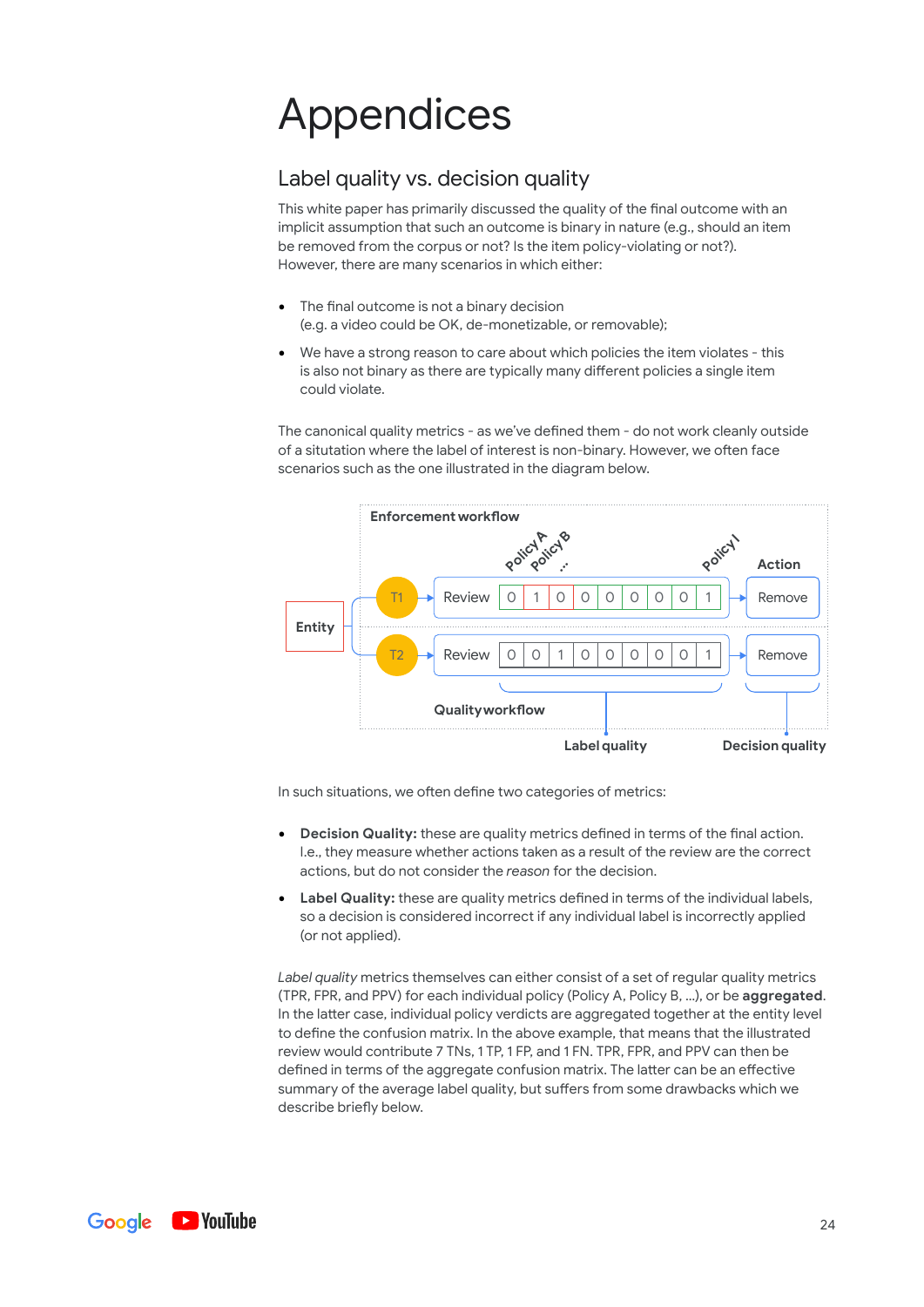# Appendices

## Label quality vs. decision quality

This white paper has primarily discussed the quality of the final outcome with an implicit assumption that such an outcome is binary in nature (e.g., should an item be removed from the corpus or not? Is the item policy-violating or not?). However, there are many scenarios in which either:

- The final outcome is not a binary decision
  (e.g. a video could be OK, de-monetizable, or removable);
- We have a strong reason to care about which policies the item violates - this is also not binary as there are typically many different policies a single item could violate.

The canonical quality metrics - as we've defined them - do not work cleanly outside of a situtation where the label of interest is non-binary. However, we often face scenarios such as the one illustrated in the diagram below.

**Enforcement workflow**

| | | | Policy A | Policy B | ... | | | | | Policy I | Action |
|---|---|---|---|---|---|---|---|---|---|---|---|
| Entity | T1 | Review | 0 | 1 | 0 | 0 | 0 | 0 | 0 | 0 | 1 | Remove |
| | T2 | Review | 0 | 0 | 1 | 0 | 0 | 0 | 0 | 0 | 1 | Remove |

**Quality workflow**

**Label quality** **Decision quality**

In such situations, we often define two categories of metrics:

- **Decision Quality:** these are quality metrics defined in terms of the final action. I.e., they measure whether actions taken as a result of the review are the correct actions, but do not consider the *reason* for the decision.
- **Label Quality:** these are quality metrics defined in terms of the individual labels, so a decision is considered incorrect if any individual label is incorrectly applied (or not applied).

*Label quality* metrics themselves can either consist of a set of regular quality metrics (TPR, FPR, and PPV) for each individual policy (Policy A, Policy B, ...), or be **aggregated**. In the latter case, individual policy verdicts are aggregated together at the entity level to define the confusion matrix. In the above example, that means that the illustrated review would contribute 7 TNs, 1 TP, 1 FP, and 1 FN. TPR, FPR, and PPV can then be defined in terms of the aggregate confusion matrix. The latter can be an effective summary of the average label quality, but suffers from some drawbacks which we describe briefly below.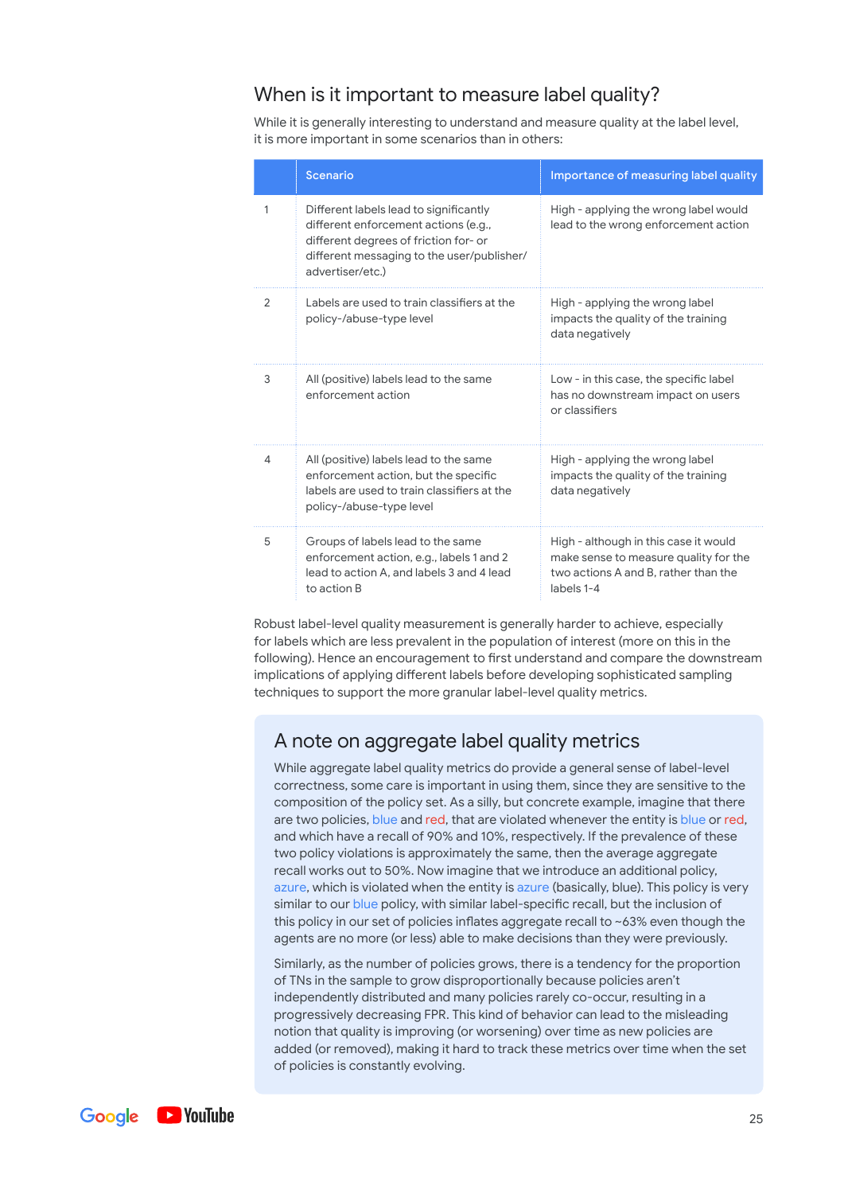## When is it important to measure label quality?

While it is generally interesting to understand and measure quality at the label level, it is more important in some scenarios than in others:

| | Scenario | Importance of measuring label quality |
|---|---|---|
| 1 | Different labels lead to significantly different enforcement actions (e.g., different degrees of friction for- or different messaging to the user/publisher/advertiser/etc.) | High - applying the wrong label would lead to the wrong enforcement action |
| 2 | Labels are used to train classifiers at the policy-/abuse-type level | High - applying the wrong label impacts the quality of the training data negatively |
| 3 | All (positive) labels lead to the same enforcement action | Low - in this case, the specific label has no downstream impact on users or classifiers |
| 4 | All (positive) labels lead to the same enforcement action, but the specific labels are used to train classifiers at the policy-/abuse-type level | High - applying the wrong label impacts the quality of the training data negatively |
| 5 | Groups of labels lead to the same enforcement action, e.g., labels 1 and 2 lead to action A, and labels 3 and 4 lead to action B | High - although in this case it would make sense to measure quality for the two actions A and B, rather than the labels 1-4 |

Robust label-level quality measurement is generally harder to achieve, especially for labels which are less prevalent in the population of interest (more on this in the following). Hence an encouragement to first understand and compare the downstream implications of applying different labels before developing sophisticated sampling techniques to support the more granular label-level quality metrics.

### A note on aggregate label quality metrics

While aggregate label quality metrics do provide a general sense of label-level correctness, some care is important in using them, since they are sensitive to the composition of the policy set. As a silly, but concrete example, imagine that there are two policies, blue and red, that are violated whenever the entity is blue or red, and which have a recall of 90% and 10%, respectively. If the prevalence of these two policy violations is approximately the same, then the average aggregate recall works out to 50%. Now imagine that we introduce an additional policy, azure, which is violated when the entity is azure (basically, blue). This policy is very similar to our blue policy, with similar label-specific recall, but the inclusion of this policy in our set of policies inflates aggregate recall to ~63% even though the agents are no more (or less) able to make decisions than they were previously.

Similarly, as the number of policies grows, there is a tendency for the proportion of TNs in the sample to grow disproportionally because policies aren't independently distributed and many policies rarely co-occur, resulting in a progressively decreasing FPR. This kind of behavior can lead to the misleading notion that quality is improving (or worsening) over time as new policies are added (or removed), making it hard to track these metrics over time when the set of policies is constantly evolving.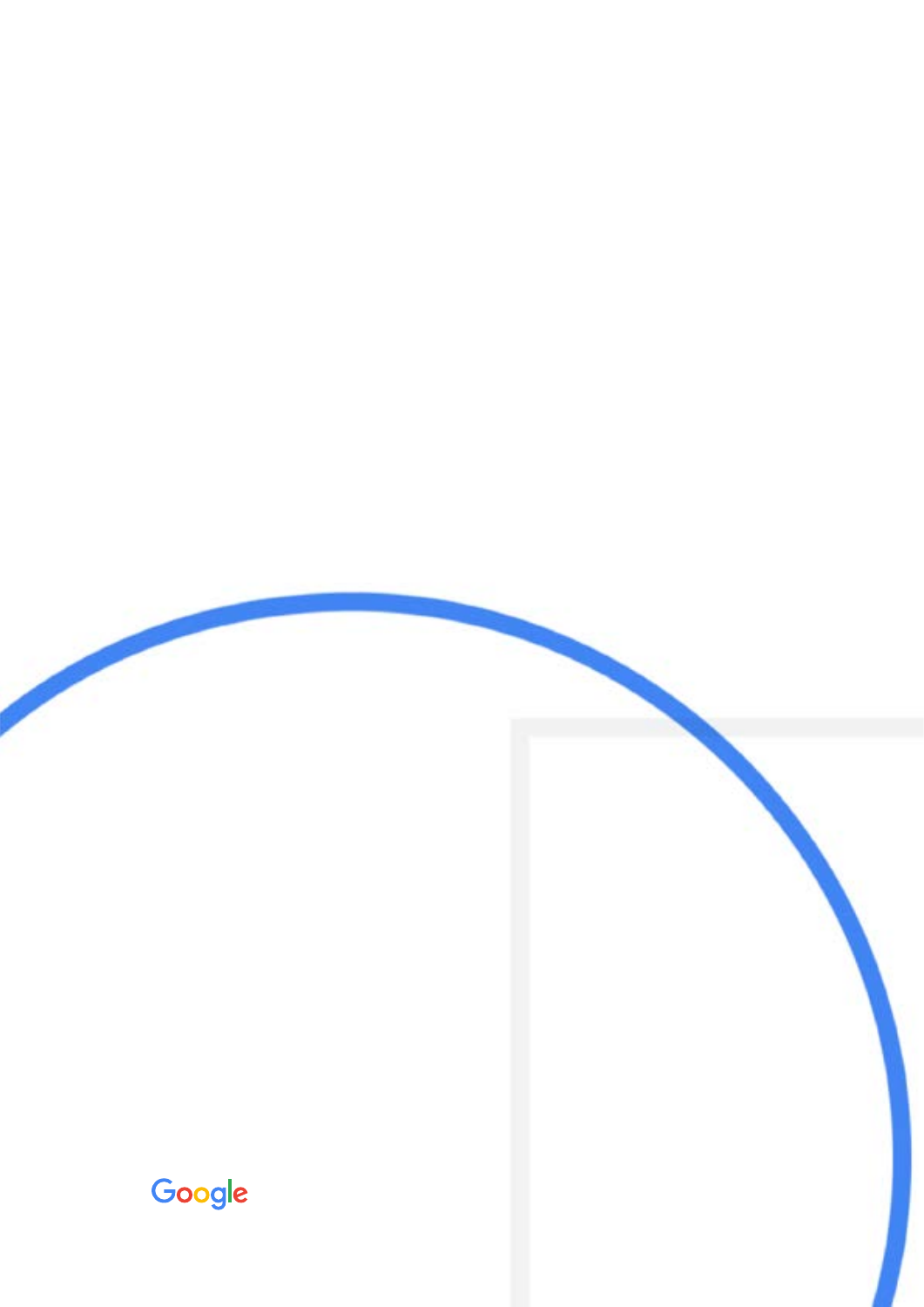Google